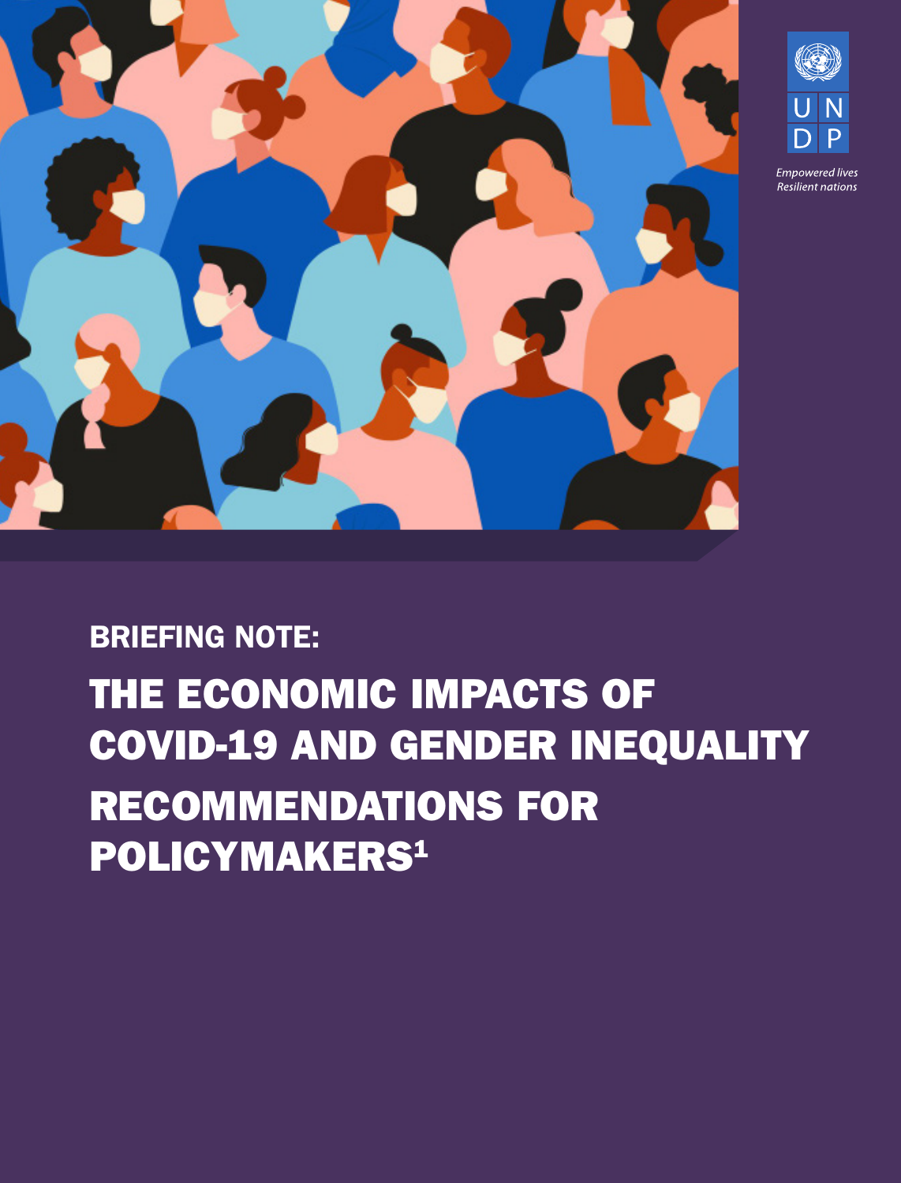UNDP

*Empowered lives*
*Resilient nations*

## BRIEFING NOTE:

# THE ECONOMIC IMPACTS OF COVID-19 AND GENDER INEQUALITY

# RECOMMENDATIONS FOR POLICYMAKERS[1]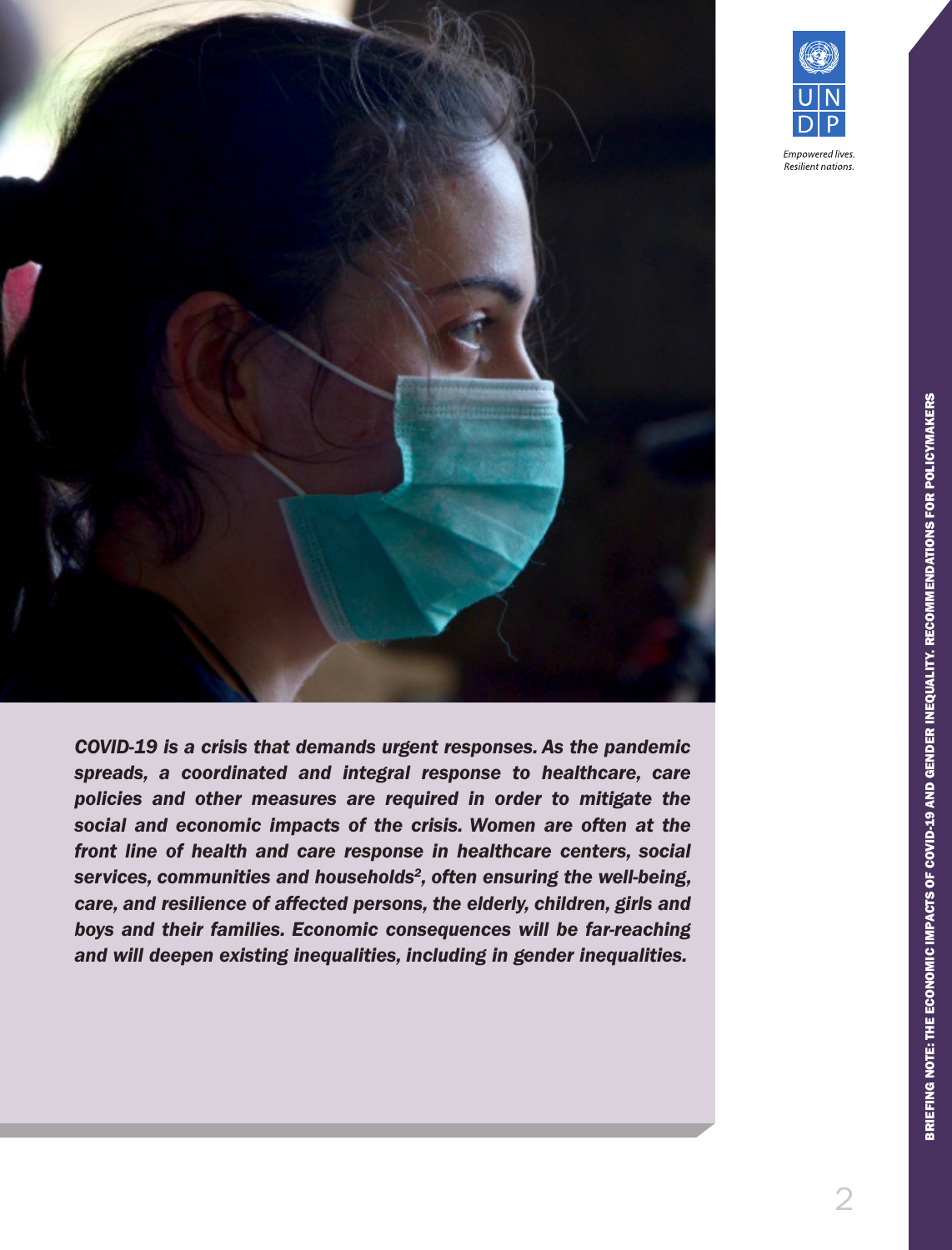*COVID-19 is a crisis that demands urgent responses. As the pandemic spreads, a coordinated and integral response to healthcare, care policies and other measures are required in order to mitigate the social and economic impacts of the crisis. Women are often at the front line of health and care response in healthcare centers, social services, communities and households[2], often ensuring the well-being, care, and resilience of affected persons, the elderly, children, girls and boys and their families. Economic consequences will be far-reaching and will deepen existing inequalities, including in gender inequalities.*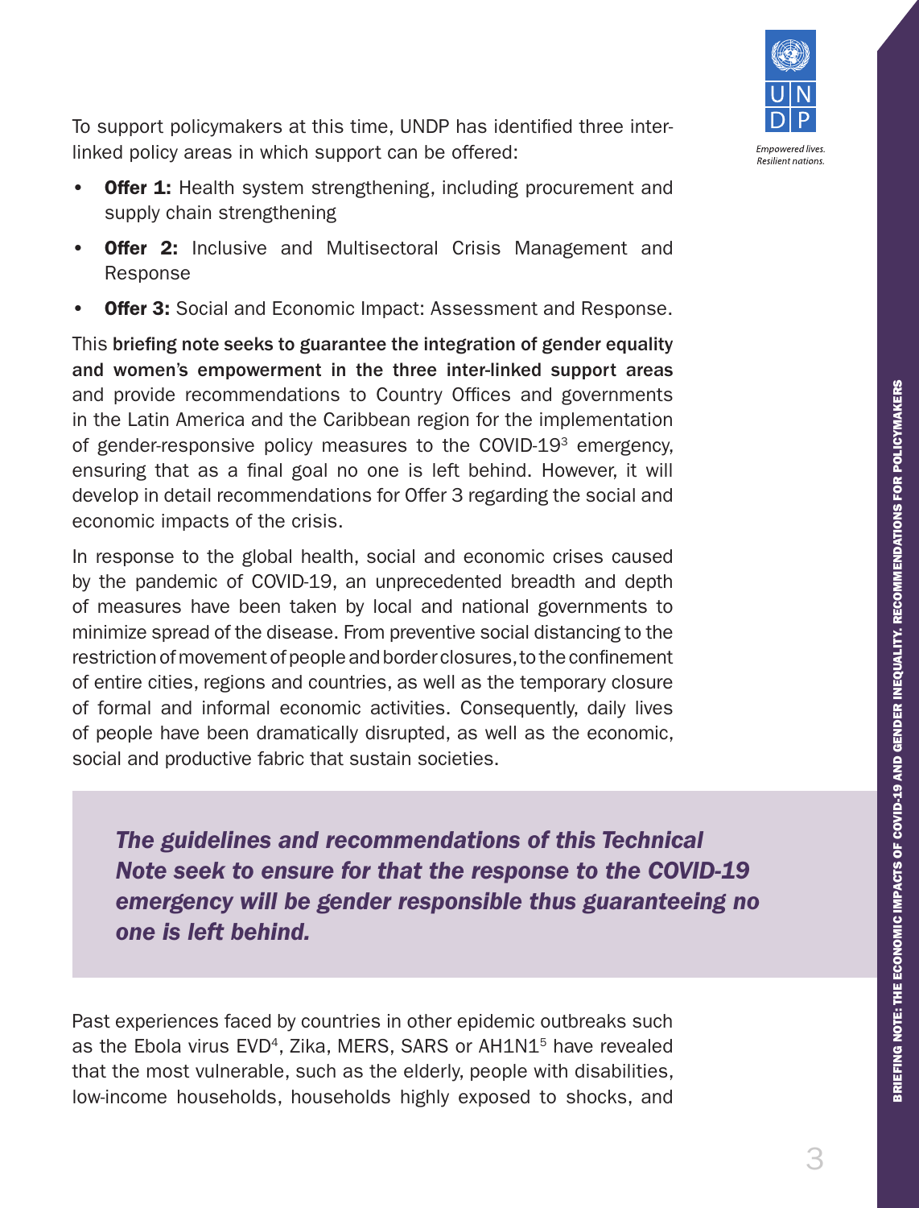To support policymakers at this time, UNDP has identified three inter-linked policy areas in which support can be offered:

- **Offer 1:** Health system strengthening, including procurement and supply chain strengthening
- **Offer 2:** Inclusive and Multisectoral Crisis Management and Response
- **Offer 3:** Social and Economic Impact: Assessment and Response.

This **briefing note seeks to guarantee the integration of gender equality and women's empowerment in the three inter-linked support areas** and provide recommendations to Country Offices and governments in the Latin America and the Caribbean region for the implementation of gender-responsive policy measures to the COVID-19[3] emergency, ensuring that as a final goal no one is left behind. However, it will develop in detail recommendations for Offer 3 regarding the social and economic impacts of the crisis.

In response to the global health, social and economic crises caused by the pandemic of COVID-19, an unprecedented breadth and depth of measures have been taken by local and national governments to minimize spread of the disease. From preventive social distancing to the restriction of movement of people and border closures, to the confinement of entire cities, regions and countries, as well as the temporary closure of formal and informal economic activities. Consequently, daily lives of people have been dramatically disrupted, as well as the economic, social and productive fabric that sustain societies.

> ***The guidelines and recommendations of this Technical Note seek to ensure for that the response to the COVID-19 emergency will be gender responsible thus guaranteeing no one is left behind.***

Past experiences faced by countries in other epidemic outbreaks such as the Ebola virus EVD[4], Zika, MERS, SARS or AH1N1[5] have revealed that the most vulnerable, such as the elderly, people with disabilities, low-income households, households highly exposed to shocks, and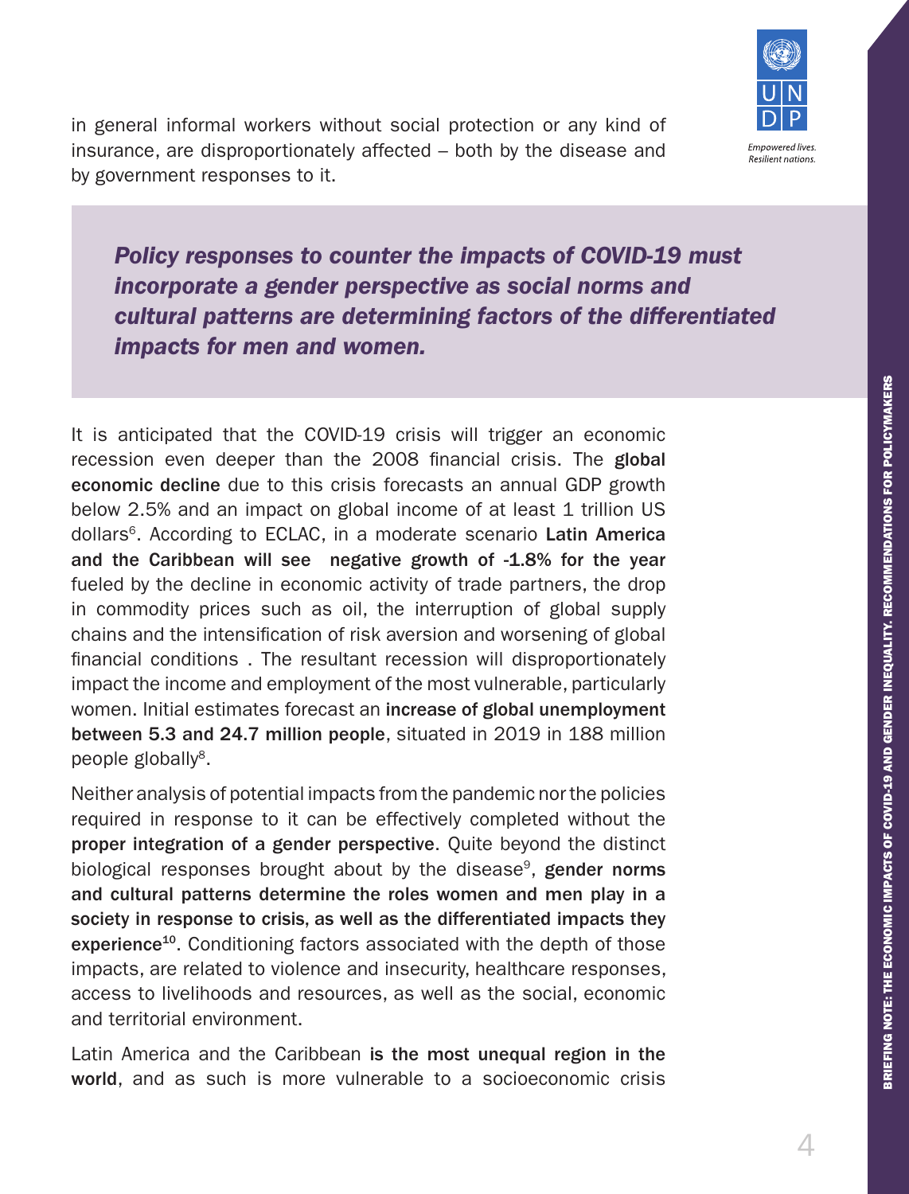in general informal workers without social protection or any kind of insurance, are disproportionately affected – both by the disease and by government responses to it.

***Policy responses to counter the impacts of COVID-19 must incorporate a gender perspective as social norms and cultural patterns are determining factors of the differentiated impacts for men and women.***

It is anticipated that the COVID-19 crisis will trigger an economic recession even deeper than the 2008 financial crisis. The **global economic decline** due to this crisis forecasts an annual GDP growth below 2.5% and an impact on global income of at least 1 trillion US dollars[6]. According to ECLAC, in a moderate scenario **Latin America and the Caribbean will see negative growth of -1.8% for the year** fueled by the decline in economic activity of trade partners, the drop in commodity prices such as oil, the interruption of global supply chains and the intensification of risk aversion and worsening of global financial conditions . The resultant recession will disproportionately impact the income and employment of the most vulnerable, particularly women. Initial estimates forecast an **increase of global unemployment between 5.3 and 24.7 million people**, situated in 2019 in 188 million people globally[8].

Neither analysis of potential impacts from the pandemic nor the policies required in response to it can be effectively completed without the **proper integration of a gender perspective**. Quite beyond the distinct biological responses brought about by the disease[9], **gender norms and cultural patterns determine the roles women and men play in a society in response to crisis, as well as the differentiated impacts they experience**[10]. Conditioning factors associated with the depth of those impacts, are related to violence and insecurity, healthcare responses, access to livelihoods and resources, as well as the social, economic and territorial environment.

Latin America and the Caribbean **is the most unequal region in the world**, and as such is more vulnerable to a socioeconomic crisis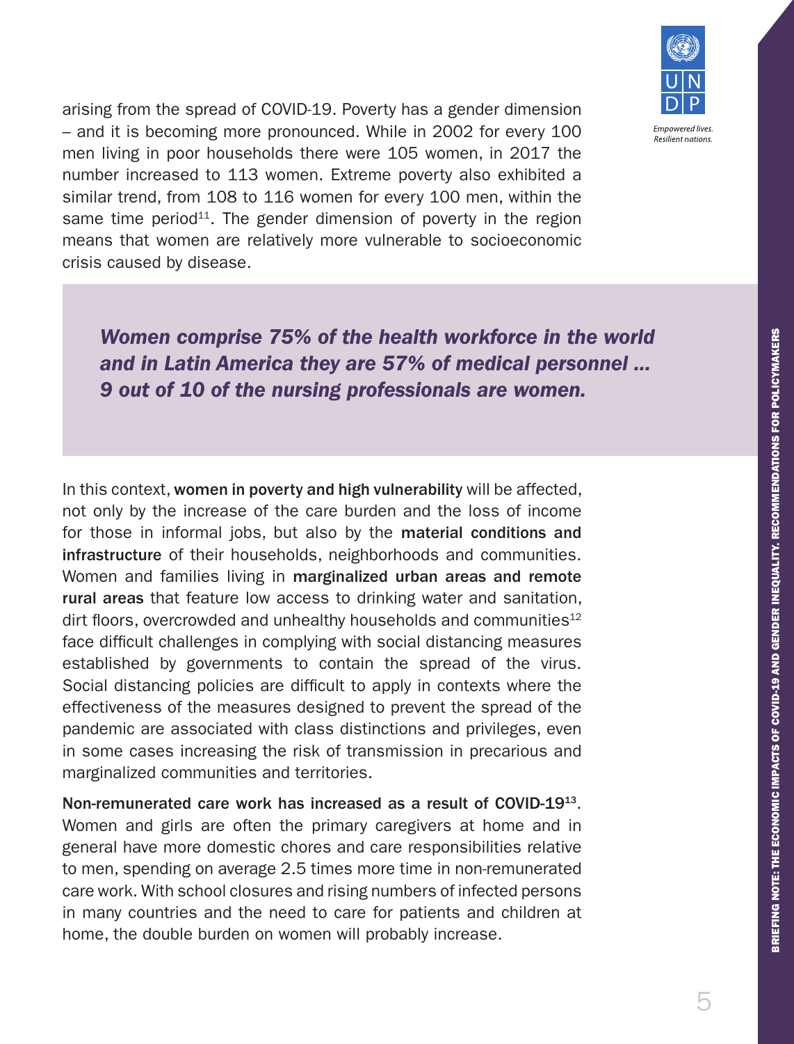arising from the spread of COVID-19. Poverty has a gender dimension – and it is becoming more pronounced. While in 2002 for every 100 men living in poor households there were 105 women, in 2017 the number increased to 113 women. Extreme poverty also exhibited a similar trend, from 108 to 116 women for every 100 men, within the same time period[11]. The gender dimension of poverty in the region means that women are relatively more vulnerable to socioeconomic crisis caused by disease.

> ***Women comprise 75% of the health workforce in the world and in Latin America they are 57% of medical personnel ... 9 out of 10 of the nursing professionals are women.***

In this context, **women in poverty and high vulnerability** will be affected, not only by the increase of the care burden and the loss of income for those in informal jobs, but also by the **material conditions and infrastructure** of their households, neighborhoods and communities. Women and families living in **marginalized urban areas and remote rural areas** that feature low access to drinking water and sanitation, dirt floors, overcrowded and unhealthy households and communities[12] face difficult challenges in complying with social distancing measures established by governments to contain the spread of the virus. Social distancing policies are difficult to apply in contexts where the effectiveness of the measures designed to prevent the spread of the pandemic are associated with class distinctions and privileges, even in some cases increasing the risk of transmission in precarious and marginalized communities and territories.

**Non-remunerated care work has increased as a result of COVID-19**[13]. Women and girls are often the primary caregivers at home and in general have more domestic chores and care responsibilities relative to men, spending on average 2.5 times more time in non-remunerated care work. With school closures and rising numbers of infected persons in many countries and the need to care for patients and children at home, the double burden on women will probably increase.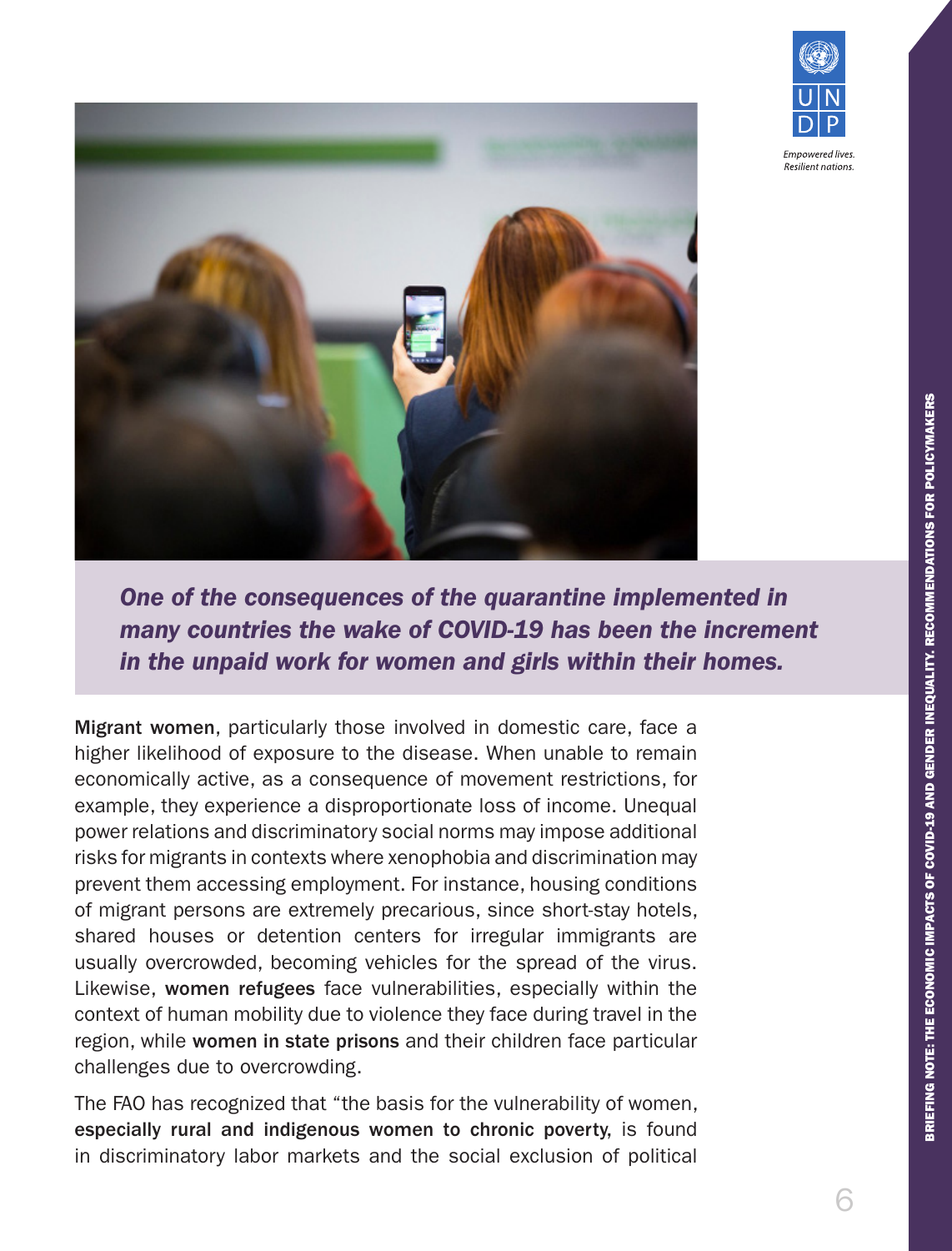***One of the consequences of the quarantine implemented in many countries the wake of COVID-19 has been the increment in the unpaid work for women and girls within their homes.***

**Migrant women**, particularly those involved in domestic care, face a higher likelihood of exposure to the disease. When unable to remain economically active, as a consequence of movement restrictions, for example, they experience a disproportionate loss of income. Unequal power relations and discriminatory social norms may impose additional risks for migrants in contexts where xenophobia and discrimination may prevent them accessing employment. For instance, housing conditions of migrant persons are extremely precarious, since short-stay hotels, shared houses or detention centers for irregular immigrants are usually overcrowded, becoming vehicles for the spread of the virus. Likewise, **women refugees** face vulnerabilities, especially within the context of human mobility due to violence they face during travel in the region, while **women in state prisons** and their children face particular challenges due to overcrowding.

The FAO has recognized that "the basis for the vulnerability of women, **especially rural and indigenous women to chronic poverty**, is found in discriminatory labor markets and the social exclusion of political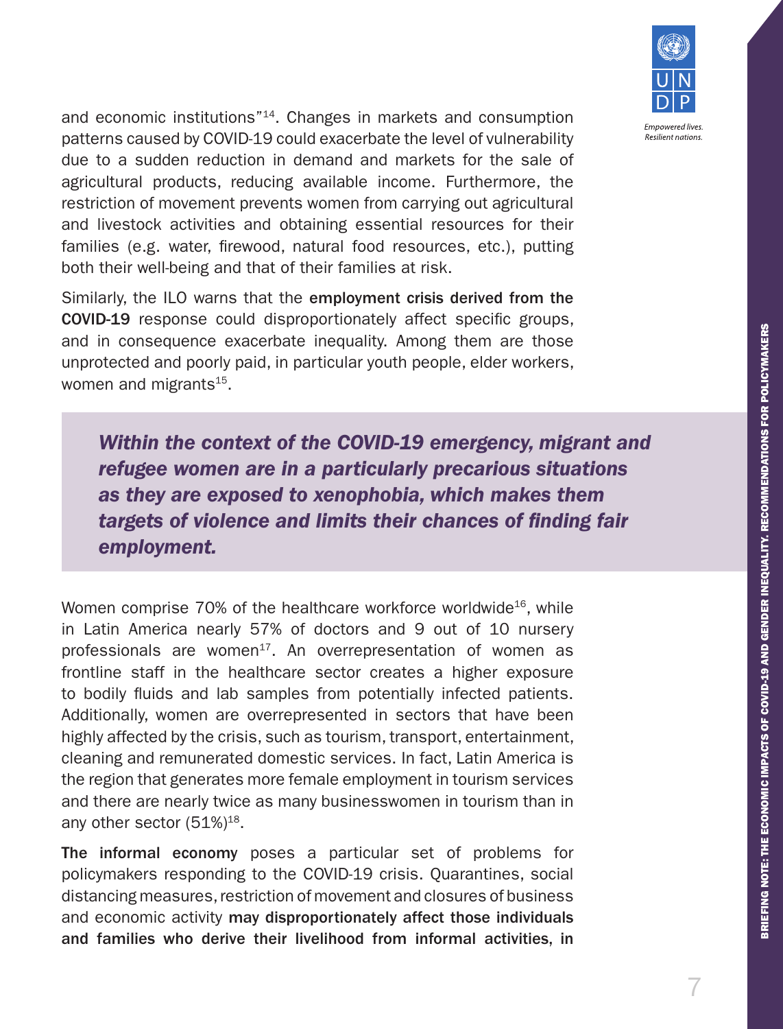and economic institutions"[14]. Changes in markets and consumption patterns caused by COVID-19 could exacerbate the level of vulnerability due to a sudden reduction in demand and markets for the sale of agricultural products, reducing available income. Furthermore, the restriction of movement prevents women from carrying out agricultural and livestock activities and obtaining essential resources for their families (e.g. water, firewood, natural food resources, etc.), putting both their well-being and that of their families at risk.

Similarly, the ILO warns that the **employment crisis derived from the COVID-19** response could disproportionately affect specific groups, and in consequence exacerbate inequality. Among them are those unprotected and poorly paid, in particular youth people, elder workers, women and migrants[15].

> ***Within the context of the COVID-19 emergency, migrant and refugee women are in a particularly precarious situations as they are exposed to xenophobia, which makes them targets of violence and limits their chances of finding fair employment.***

Women comprise 70% of the healthcare workforce worldwide[16], while in Latin America nearly 57% of doctors and 9 out of 10 nursery professionals are women[17]. An overrepresentation of women as frontline staff in the healthcare sector creates a higher exposure to bodily fluids and lab samples from potentially infected patients. Additionally, women are overrepresented in sectors that have been highly affected by the crisis, such as tourism, transport, entertainment, cleaning and remunerated domestic services. In fact, Latin America is the region that generates more female employment in tourism services and there are nearly twice as many businesswomen in tourism than in any other sector (51%)[18].

**The informal economy** poses a particular set of problems for policymakers responding to the COVID-19 crisis. Quarantines, social distancing measures, restriction of movement and closures of business and economic activity **may disproportionately affect those individuals and families who derive their livelihood from informal activities, in**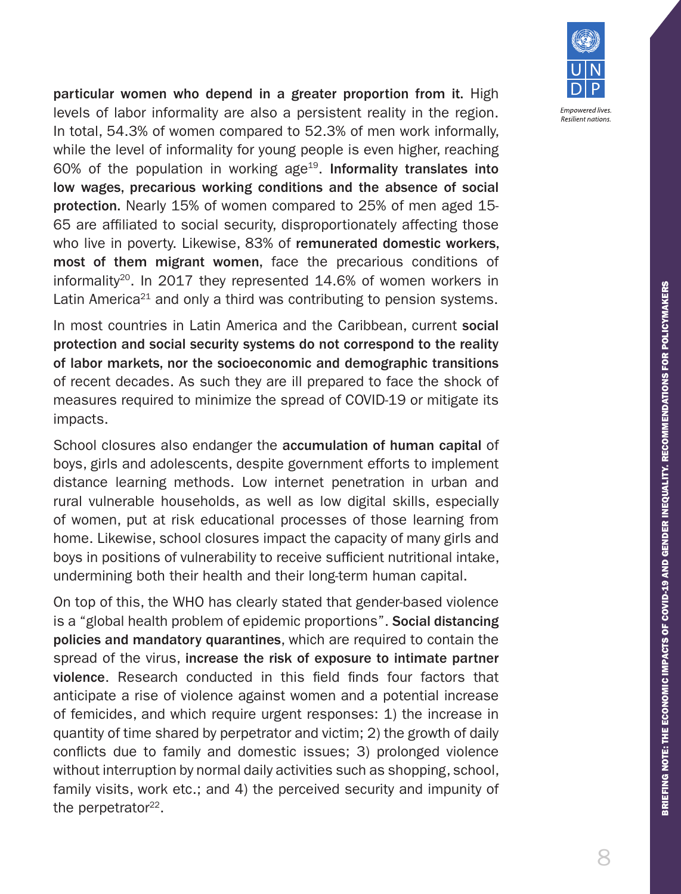**particular women who depend in a greater proportion from it.** High levels of labor informality are also a persistent reality in the region. In total, 54.3% of women compared to 52.3% of men work informally, while the level of informality for young people is even higher, reaching 60% of the population in working age[19]. **Informality translates into low wages, precarious working conditions and the absence of social protection.** Nearly 15% of women compared to 25% of men aged 15-65 are affiliated to social security, disproportionately affecting those who live in poverty. Likewise, 83% of **remunerated domestic workers, most of them migrant women**, face the precarious conditions of informality[20]. In 2017 they represented 14.6% of women workers in Latin America[21] and only a third was contributing to pension systems.

In most countries in Latin America and the Caribbean, current **social protection and social security systems do not correspond to the reality of labor markets, nor the socioeconomic and demographic transitions** of recent decades. As such they are ill prepared to face the shock of measures required to minimize the spread of COVID-19 or mitigate its impacts.

School closures also endanger the **accumulation of human capital** of boys, girls and adolescents, despite government efforts to implement distance learning methods. Low internet penetration in urban and rural vulnerable households, as well as low digital skills, especially of women, put at risk educational processes of those learning from home. Likewise, school closures impact the capacity of many girls and boys in positions of vulnerability to receive sufficient nutritional intake, undermining both their health and their long-term human capital.

On top of this, the WHO has clearly stated that gender-based violence is a "global health problem of epidemic proportions". **Social distancing policies and mandatory quarantines**, which are required to contain the spread of the virus, **increase the risk of exposure to intimate partner violence**. Research conducted in this field finds four factors that anticipate a rise of violence against women and a potential increase of femicides, and which require urgent responses: 1) the increase in quantity of time shared by perpetrator and victim; 2) the growth of daily conflicts due to family and domestic issues; 3) prolonged violence without interruption by normal daily activities such as shopping, school, family visits, work etc.; and 4) the perceived security and impunity of the perpetrator[22].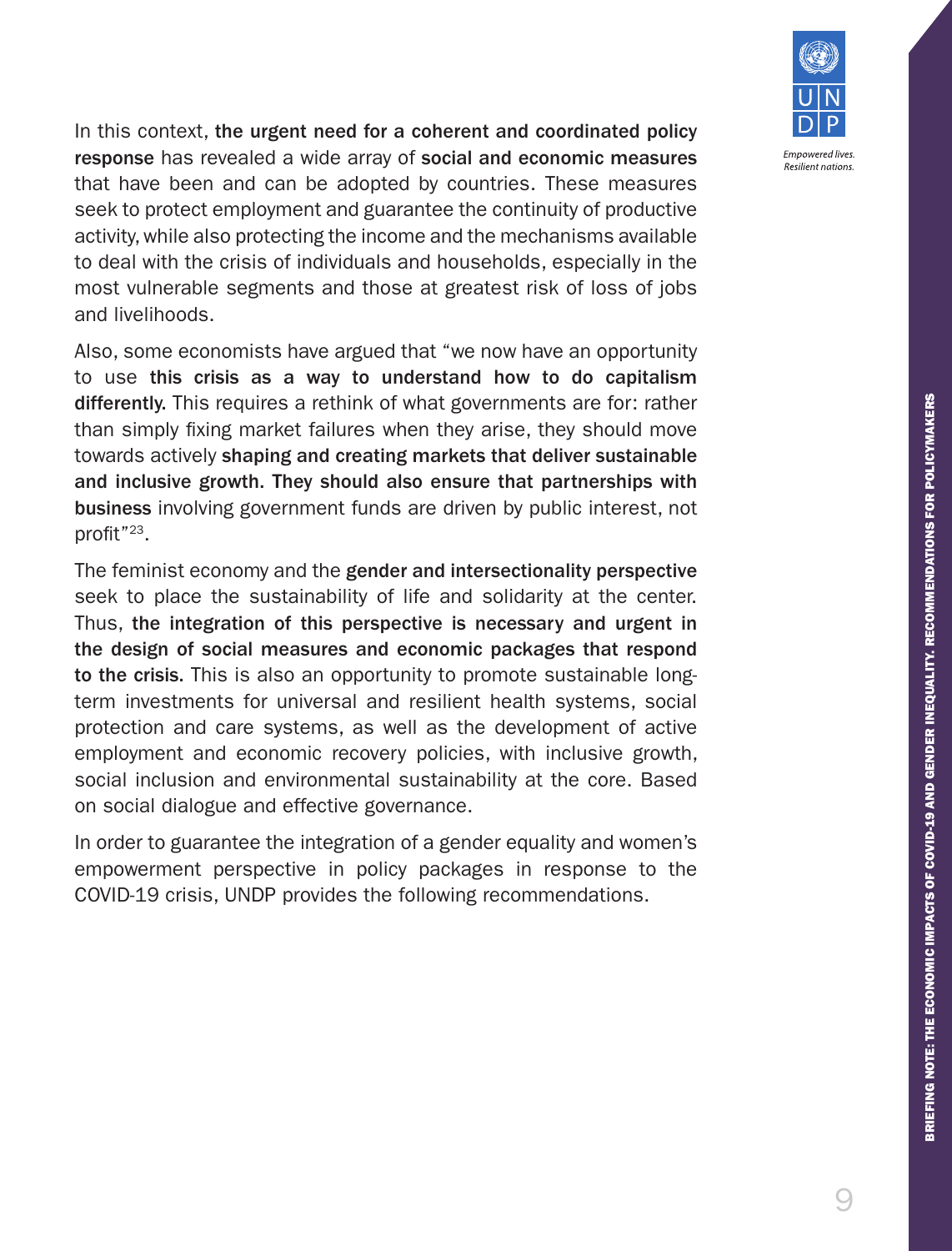In this context, **the urgent need for a coherent and coordinated policy response** has revealed a wide array of **social and economic measures** that have been and can be adopted by countries. These measures seek to protect employment and guarantee the continuity of productive activity, while also protecting the income and the mechanisms available to deal with the crisis of individuals and households, especially in the most vulnerable segments and those at greatest risk of loss of jobs and livelihoods.

Also, some economists have argued that "we now have an opportunity to use **this crisis as a way to understand how to do capitalism differently.** This requires a rethink of what governments are for: rather than simply fixing market failures when they arise, they should move towards actively **shaping and creating markets that deliver sustainable and inclusive growth. They should also ensure that partnerships with business** involving government funds are driven by public interest, not profit"[23].

The feminist economy and the **gender and intersectionality perspective** seek to place the sustainability of life and solidarity at the center. Thus, **the integration of this perspective is necessary and urgent in the design of social measures and economic packages that respond to the crisis.** This is also an opportunity to promote sustainable long-term investments for universal and resilient health systems, social protection and care systems, as well as the development of active employment and economic recovery policies, with inclusive growth, social inclusion and environmental sustainability at the core. Based on social dialogue and effective governance.

In order to guarantee the integration of a gender equality and women's empowerment perspective in policy packages in response to the COVID-19 crisis, UNDP provides the following recommendations.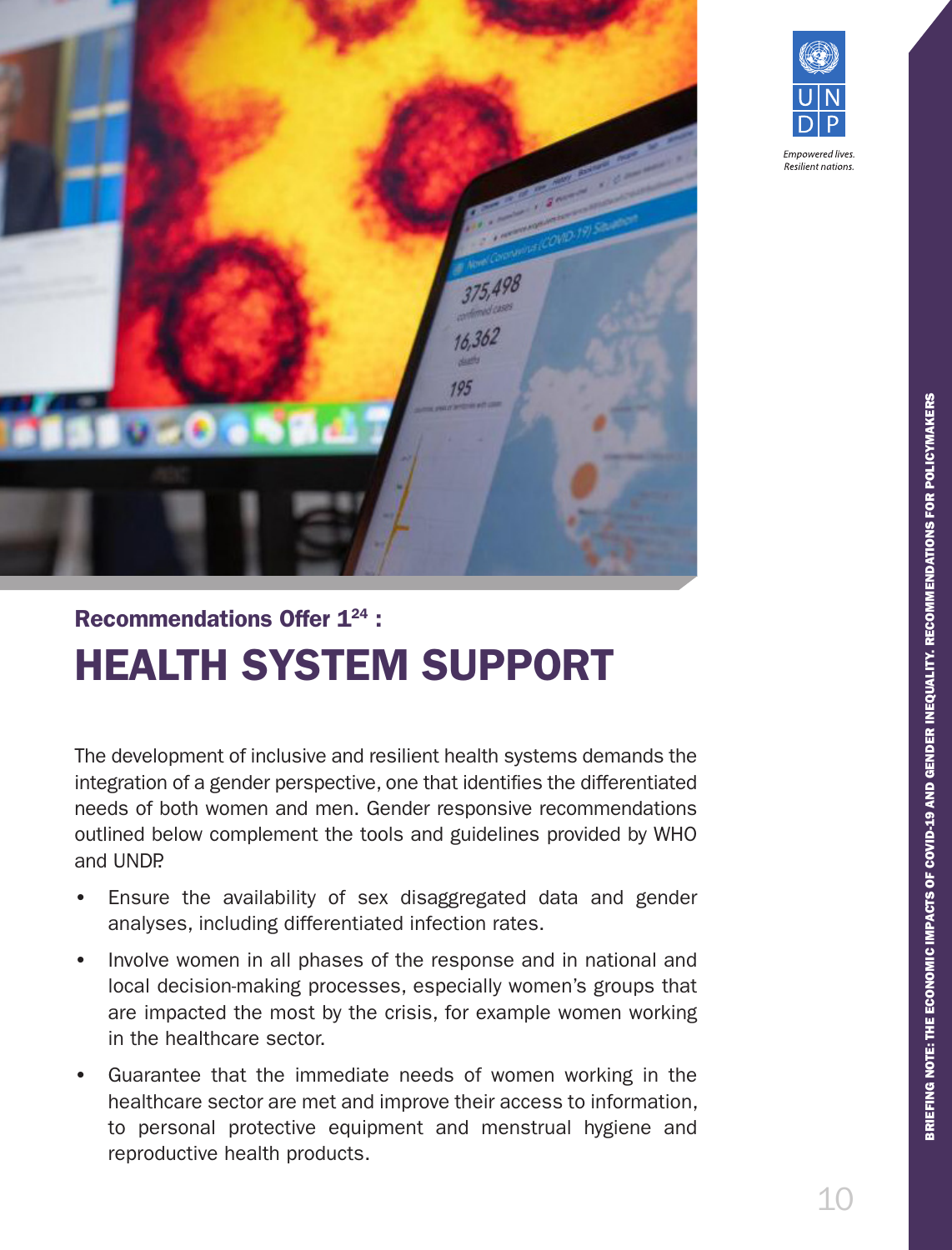Recommendations Offer 1[24] :

# HEALTH SYSTEM SUPPORT

The development of inclusive and resilient health systems demands the integration of a gender perspective, one that identifies the differentiated needs of both women and men. Gender responsive recommendations outlined below complement the tools and guidelines provided by WHO and UNDP.

- Ensure the availability of sex disaggregated data and gender analyses, including differentiated infection rates.
- Involve women in all phases of the response and in national and local decision-making processes, especially women's groups that are impacted the most by the crisis, for example women working in the healthcare sector.
- Guarantee that the immediate needs of women working in the healthcare sector are met and improve their access to information, to personal protective equipment and menstrual hygiene and reproductive health products.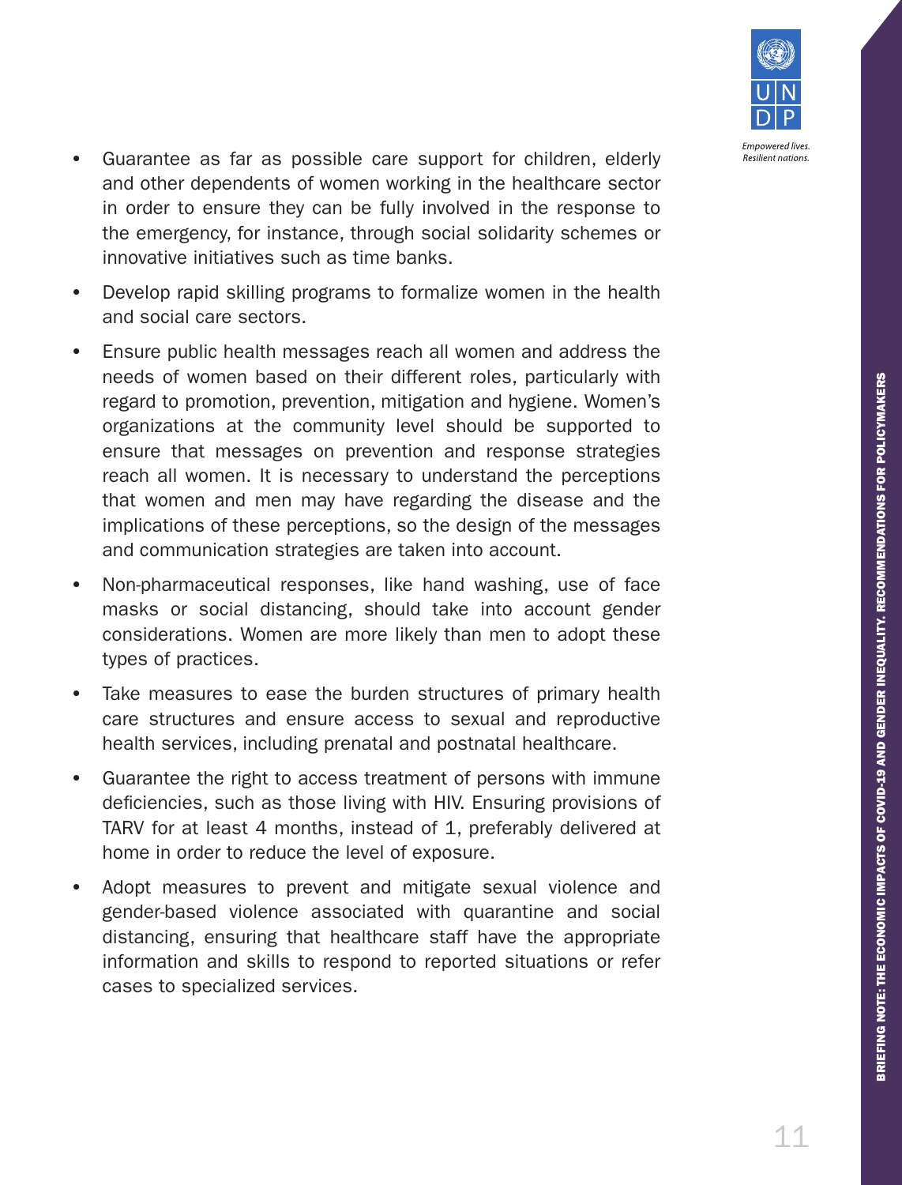- Guarantee as far as possible care support for children, elderly and other dependents of women working in the healthcare sector in order to ensure they can be fully involved in the response to the emergency, for instance, through social solidarity schemes or innovative initiatives such as time banks.
- Develop rapid skilling programs to formalize women in the health and social care sectors.
- Ensure public health messages reach all women and address the needs of women based on their different roles, particularly with regard to promotion, prevention, mitigation and hygiene. Women's organizations at the community level should be supported to ensure that messages on prevention and response strategies reach all women. It is necessary to understand the perceptions that women and men may have regarding the disease and the implications of these perceptions, so the design of the messages and communication strategies are taken into account.
- Non-pharmaceutical responses, like hand washing, use of face masks or social distancing, should take into account gender considerations. Women are more likely than men to adopt these types of practices.
- Take measures to ease the burden structures of primary health care structures and ensure access to sexual and reproductive health services, including prenatal and postnatal healthcare.
- Guarantee the right to access treatment of persons with immune deficiencies, such as those living with HIV. Ensuring provisions of TARV for at least 4 months, instead of 1, preferably delivered at home in order to reduce the level of exposure.
- Adopt measures to prevent and mitigate sexual violence and gender-based violence associated with quarantine and social distancing, ensuring that healthcare staff have the appropriate information and skills to respond to reported situations or refer cases to specialized services.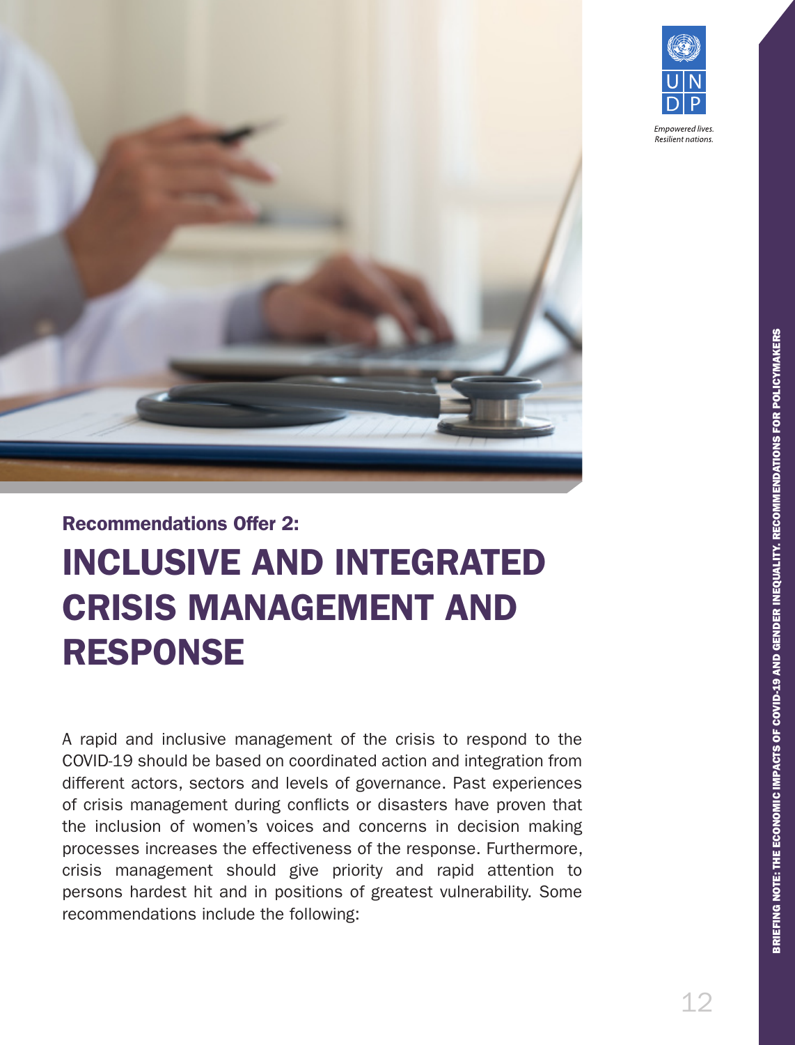### Recommendations Offer 2:

# INCLUSIVE AND INTEGRATED CRISIS MANAGEMENT AND RESPONSE

A rapid and inclusive management of the crisis to respond to the COVID-19 should be based on coordinated action and integration from different actors, sectors and levels of governance. Past experiences of crisis management during conflicts or disasters have proven that the inclusion of women's voices and concerns in decision making processes increases the effectiveness of the response. Furthermore, crisis management should give priority and rapid attention to persons hardest hit and in positions of greatest vulnerability. Some recommendations include the following: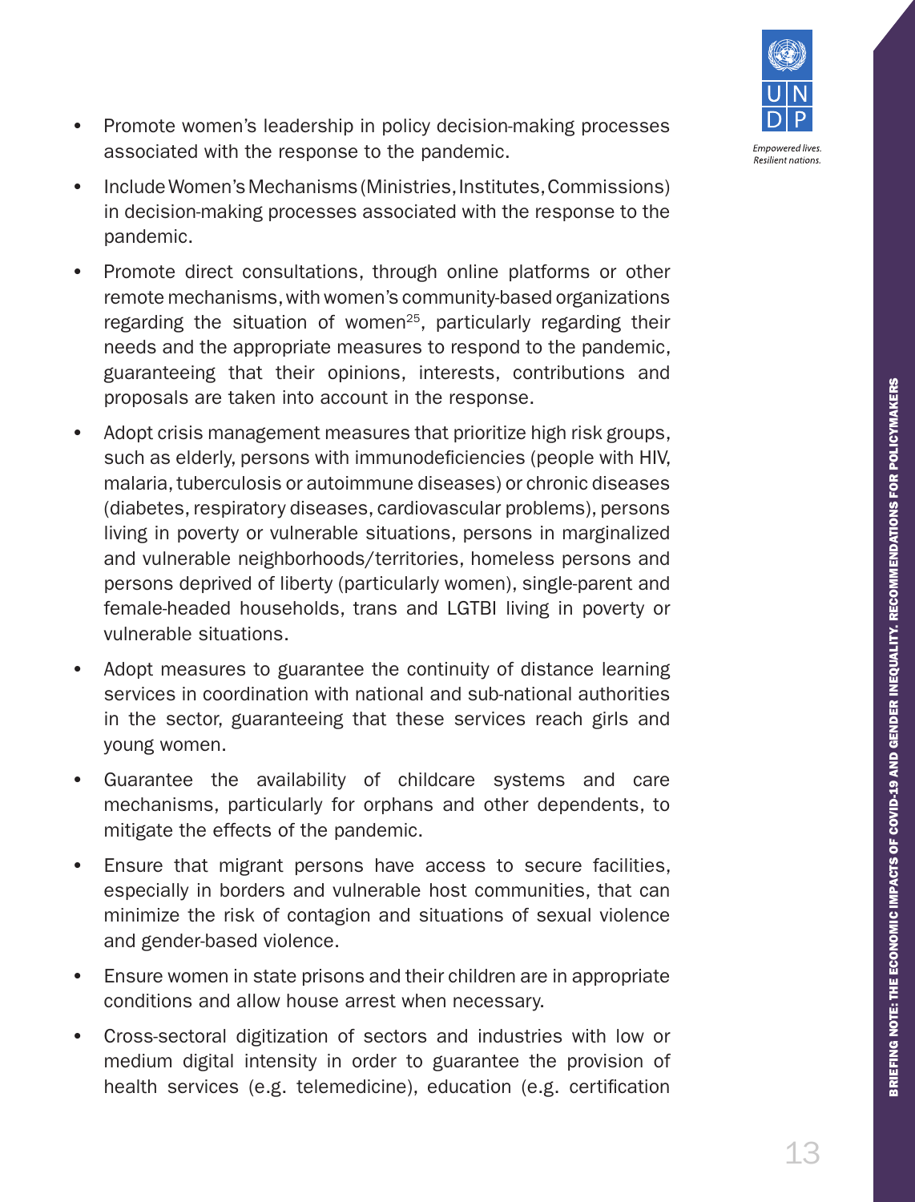- Promote women's leadership in policy decision-making processes associated with the response to the pandemic.
- Include Women's Mechanisms (Ministries, Institutes, Commissions) in decision-making processes associated with the response to the pandemic.
- Promote direct consultations, through online platforms or other remote mechanisms, with women's community-based organizations regarding the situation of women[25], particularly regarding their needs and the appropriate measures to respond to the pandemic, guaranteeing that their opinions, interests, contributions and proposals are taken into account in the response.
- Adopt crisis management measures that prioritize high risk groups, such as elderly, persons with immunodeficiencies (people with HIV, malaria, tuberculosis or autoimmune diseases) or chronic diseases (diabetes, respiratory diseases, cardiovascular problems), persons living in poverty or vulnerable situations, persons in marginalized and vulnerable neighborhoods/territories, homeless persons and persons deprived of liberty (particularly women), single-parent and female-headed households, trans and LGTBI living in poverty or vulnerable situations.
- Adopt measures to guarantee the continuity of distance learning services in coordination with national and sub-national authorities in the sector, guaranteeing that these services reach girls and young women.
- Guarantee the availability of childcare systems and care mechanisms, particularly for orphans and other dependents, to mitigate the effects of the pandemic.
- Ensure that migrant persons have access to secure facilities, especially in borders and vulnerable host communities, that can minimize the risk of contagion and situations of sexual violence and gender-based violence.
- Ensure women in state prisons and their children are in appropriate conditions and allow house arrest when necessary.
- Cross-sectoral digitization of sectors and industries with low or medium digital intensity in order to guarantee the provision of health services (e.g. telemedicine), education (e.g. certification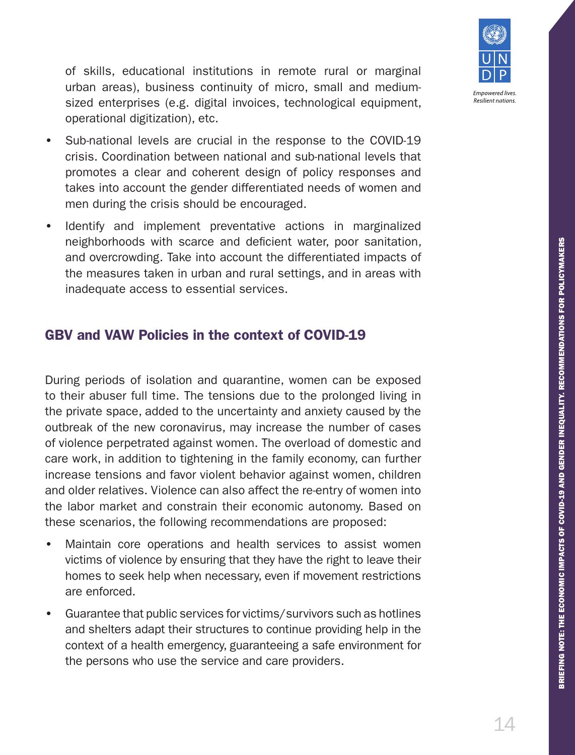of skills, educational institutions in remote rural or marginal urban areas), business continuity of micro, small and medium-sized enterprises (e.g. digital invoices, technological equipment, operational digitization), etc.

- Sub-national levels are crucial in the response to the COVID-19 crisis. Coordination between national and sub-national levels that promotes a clear and coherent design of policy responses and takes into account the gender differentiated needs of women and men during the crisis should be encouraged.
- Identify and implement preventative actions in marginalized neighborhoods with scarce and deficient water, poor sanitation, and overcrowding. Take into account the differentiated impacts of the measures taken in urban and rural settings, and in areas with inadequate access to essential services.

## GBV and VAW Policies in the context of COVID-19

During periods of isolation and quarantine, women can be exposed to their abuser full time. The tensions due to the prolonged living in the private space, added to the uncertainty and anxiety caused by the outbreak of the new coronavirus, may increase the number of cases of violence perpetrated against women. The overload of domestic and care work, in addition to tightening in the family economy, can further increase tensions and favor violent behavior against women, children and older relatives. Violence can also affect the re-entry of women into the labor market and constrain their economic autonomy. Based on these scenarios, the following recommendations are proposed:

- Maintain core operations and health services to assist women victims of violence by ensuring that they have the right to leave their homes to seek help when necessary, even if movement restrictions are enforced.
- Guarantee that public services for victims/survivors such as hotlines and shelters adapt their structures to continue providing help in the context of a health emergency, guaranteeing a safe environment for the persons who use the service and care providers.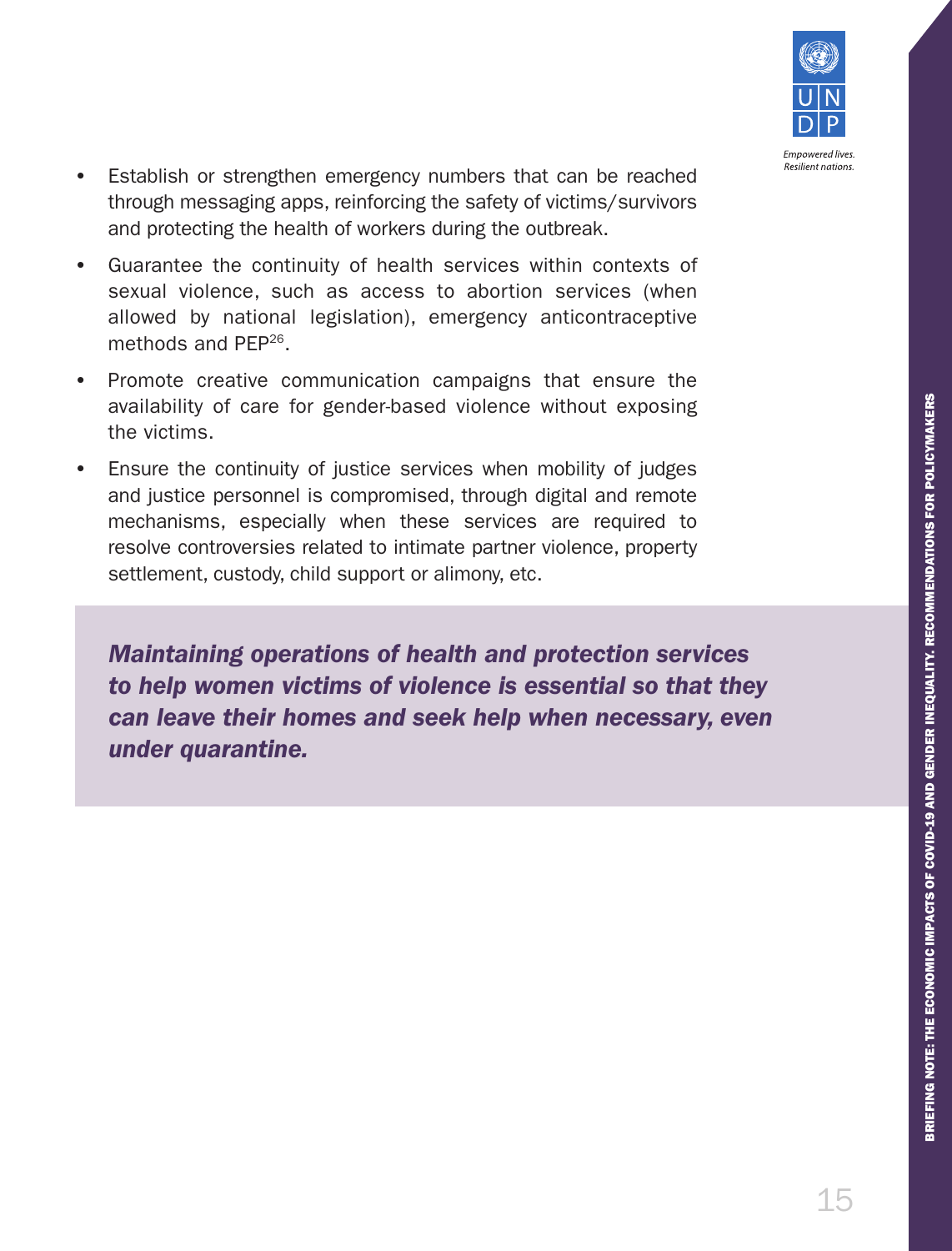- Establish or strengthen emergency numbers that can be reached through messaging apps, reinforcing the safety of victims/survivors and protecting the health of workers during the outbreak.
- Guarantee the continuity of health services within contexts of sexual violence, such as access to abortion services (when allowed by national legislation), emergency anticontraceptive methods and PEP[26].
- Promote creative communication campaigns that ensure the availability of care for gender-based violence without exposing the victims.
- Ensure the continuity of justice services when mobility of judges and justice personnel is compromised, through digital and remote mechanisms, especially when these services are required to resolve controversies related to intimate partner violence, property settlement, custody, child support or alimony, etc.

***Maintaining operations of health and protection services to help women victims of violence is essential so that they can leave their homes and seek help when necessary, even under quarantine.***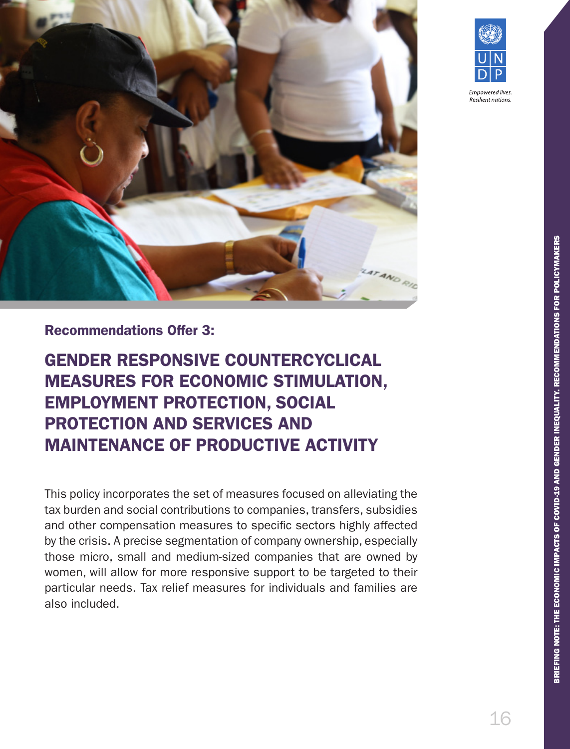**Recommendations Offer 3:**

## GENDER RESPONSIVE COUNTERCYCLICAL MEASURES FOR ECONOMIC STIMULATION, EMPLOYMENT PROTECTION, SOCIAL PROTECTION AND SERVICES AND MAINTENANCE OF PRODUCTIVE ACTIVITY

This policy incorporates the set of measures focused on alleviating the tax burden and social contributions to companies, transfers, subsidies and other compensation measures to specific sectors highly affected by the crisis. A precise segmentation of company ownership, especially those micro, small and medium-sized companies that are owned by women, will allow for more responsive support to be targeted to their particular needs. Tax relief measures for individuals and families are also included.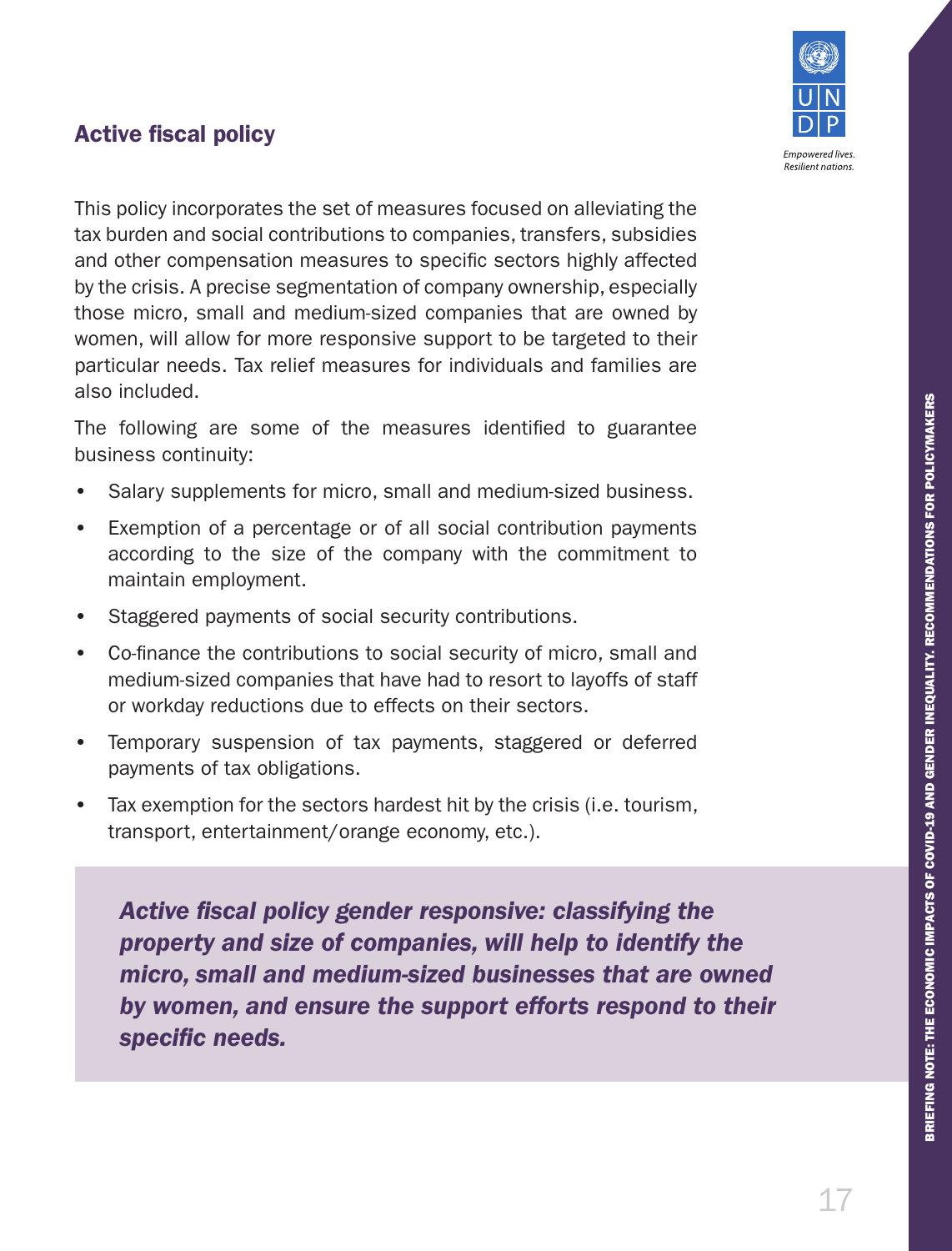## Active fiscal policy

This policy incorporates the set of measures focused on alleviating the tax burden and social contributions to companies, transfers, subsidies and other compensation measures to specific sectors highly affected by the crisis. A precise segmentation of company ownership, especially those micro, small and medium-sized companies that are owned by women, will allow for more responsive support to be targeted to their particular needs. Tax relief measures for individuals and families are also included.

The following are some of the measures identified to guarantee business continuity:

- Salary supplements for micro, small and medium-sized business.
- Exemption of a percentage or of all social contribution payments according to the size of the company with the commitment to maintain employment.
- Staggered payments of social security contributions.
- Co-finance the contributions to social security of micro, small and medium-sized companies that have had to resort to layoffs of staff or workday reductions due to effects on their sectors.
- Temporary suspension of tax payments, staggered or deferred payments of tax obligations.
- Tax exemption for the sectors hardest hit by the crisis (i.e. tourism, transport, entertainment/orange economy, etc.).

***Active fiscal policy gender responsive: classifying the property and size of companies, will help to identify the micro, small and medium-sized businesses that are owned by women, and ensure the support efforts respond to their specific needs.***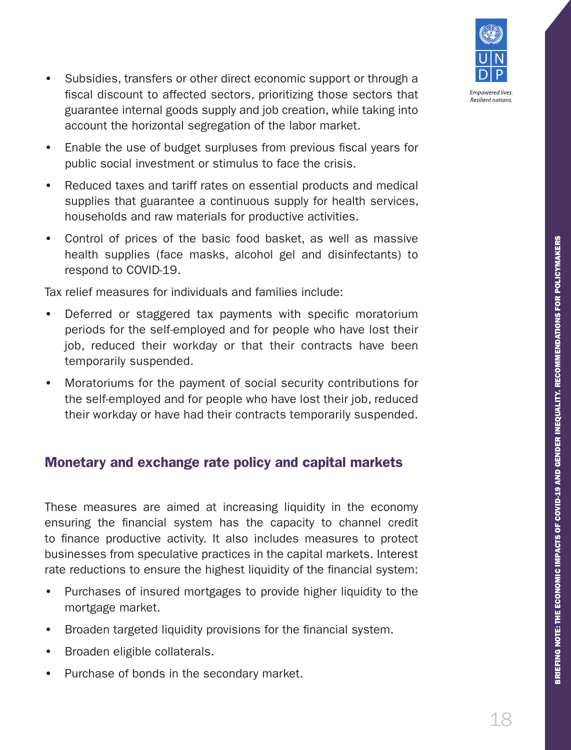- Subsidies, transfers or other direct economic support or through a fiscal discount to affected sectors, prioritizing those sectors that guarantee internal goods supply and job creation, while taking into account the horizontal segregation of the labor market.
- Enable the use of budget surpluses from previous fiscal years for public social investment or stimulus to face the crisis.
- Reduced taxes and tariff rates on essential products and medical supplies that guarantee a continuous supply for health services, households and raw materials for productive activities.
- Control of prices of the basic food basket, as well as massive health supplies (face masks, alcohol gel and disinfectants) to respond to COVID-19.

Tax relief measures for individuals and families include:

- Deferred or staggered tax payments with specific moratorium periods for the self-employed and for people who have lost their job, reduced their workday or that their contracts have been temporarily suspended.
- Moratoriums for the payment of social security contributions for the self-employed and for people who have lost their job, reduced their workday or have had their contracts temporarily suspended.

## Monetary and exchange rate policy and capital markets

These measures are aimed at increasing liquidity in the economy ensuring the financial system has the capacity to channel credit to finance productive activity. It also includes measures to protect businesses from speculative practices in the capital markets. Interest rate reductions to ensure the highest liquidity of the financial system:

- Purchases of insured mortgages to provide higher liquidity to the mortgage market.
- Broaden targeted liquidity provisions for the financial system.
- Broaden eligible collaterals.
- Purchase of bonds in the secondary market.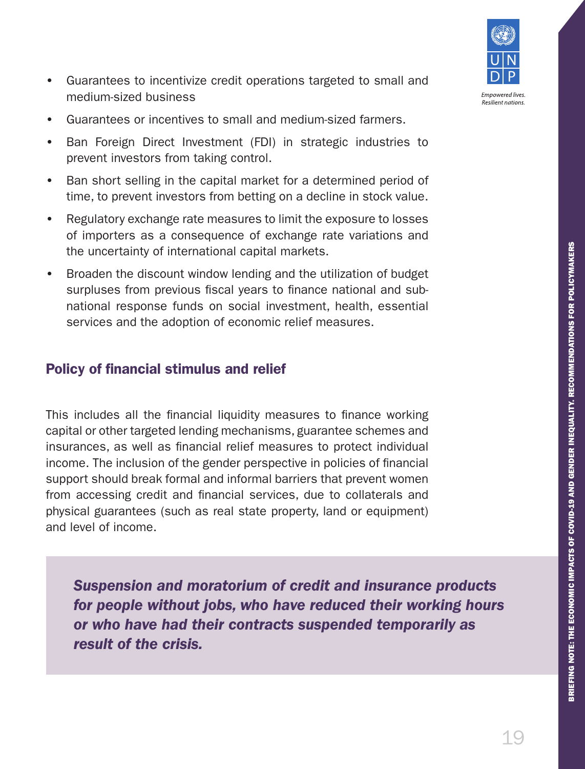- Guarantees to incentivize credit operations targeted to small and medium-sized business
- Guarantees or incentives to small and medium-sized farmers.
- Ban Foreign Direct Investment (FDI) in strategic industries to prevent investors from taking control.
- Ban short selling in the capital market for a determined period of time, to prevent investors from betting on a decline in stock value.
- Regulatory exchange rate measures to limit the exposure to losses of importers as a consequence of exchange rate variations and the uncertainty of international capital markets.
- Broaden the discount window lending and the utilization of budget surpluses from previous fiscal years to finance national and sub-national response funds on social investment, health, essential services and the adoption of economic relief measures.

## Policy of financial stimulus and relief

This includes all the financial liquidity measures to finance working capital or other targeted lending mechanisms, guarantee schemes and insurances, as well as financial relief measures to protect individual income. The inclusion of the gender perspective in policies of financial support should break formal and informal barriers that prevent women from accessing credit and financial services, due to collaterals and physical guarantees (such as real state property, land or equipment) and level of income.

***Suspension and moratorium of credit and insurance products for people without jobs, who have reduced their working hours or who have had their contracts suspended temporarily as result of the crisis.***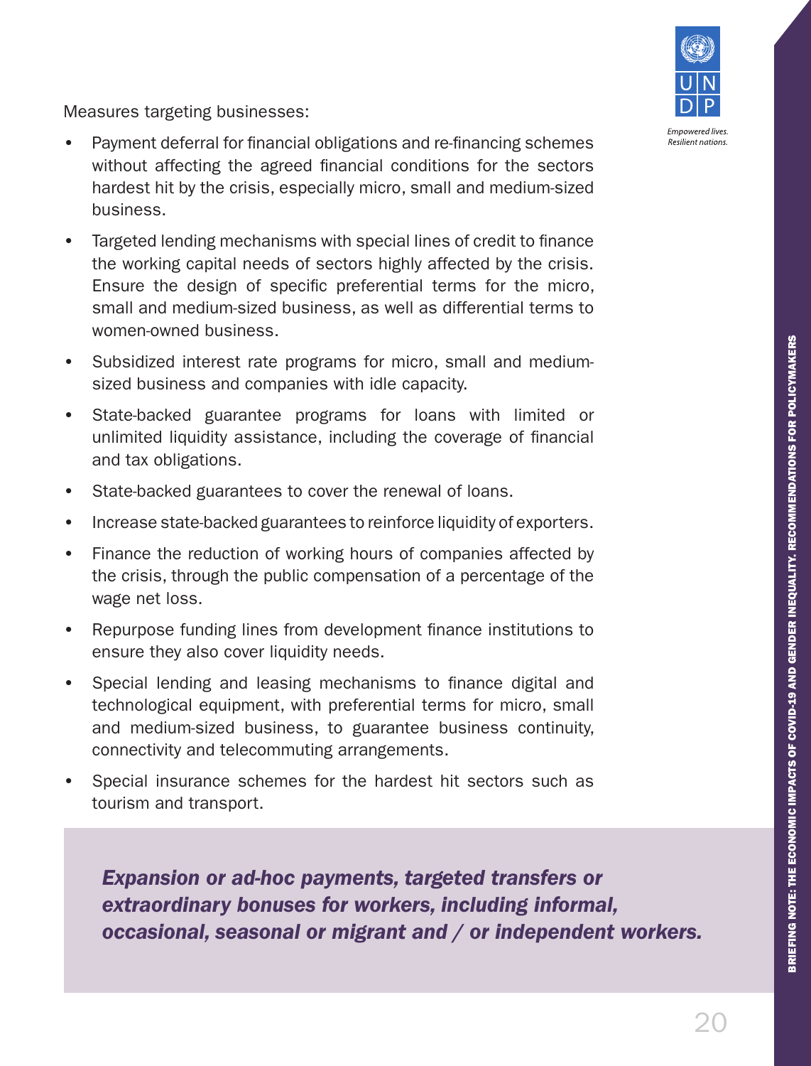Measures targeting businesses:

- Payment deferral for financial obligations and re-financing schemes without affecting the agreed financial conditions for the sectors hardest hit by the crisis, especially micro, small and medium-sized business.
- Targeted lending mechanisms with special lines of credit to finance the working capital needs of sectors highly affected by the crisis. Ensure the design of specific preferential terms for the micro, small and medium-sized business, as well as differential terms to women-owned business.
- Subsidized interest rate programs for micro, small and medium-sized business and companies with idle capacity.
- State-backed guarantee programs for loans with limited or unlimited liquidity assistance, including the coverage of financial and tax obligations.
- State-backed guarantees to cover the renewal of loans.
- Increase state-backed guarantees to reinforce liquidity of exporters.
- Finance the reduction of working hours of companies affected by the crisis, through the public compensation of a percentage of the wage net loss.
- Repurpose funding lines from development finance institutions to ensure they also cover liquidity needs.
- Special lending and leasing mechanisms to finance digital and technological equipment, with preferential terms for micro, small and medium-sized business, to guarantee business continuity, connectivity and telecommuting arrangements.
- Special insurance schemes for the hardest hit sectors such as tourism and transport.

***Expansion or ad-hoc payments, targeted transfers or extraordinary bonuses for workers, including informal, occasional, seasonal or migrant and / or independent workers.***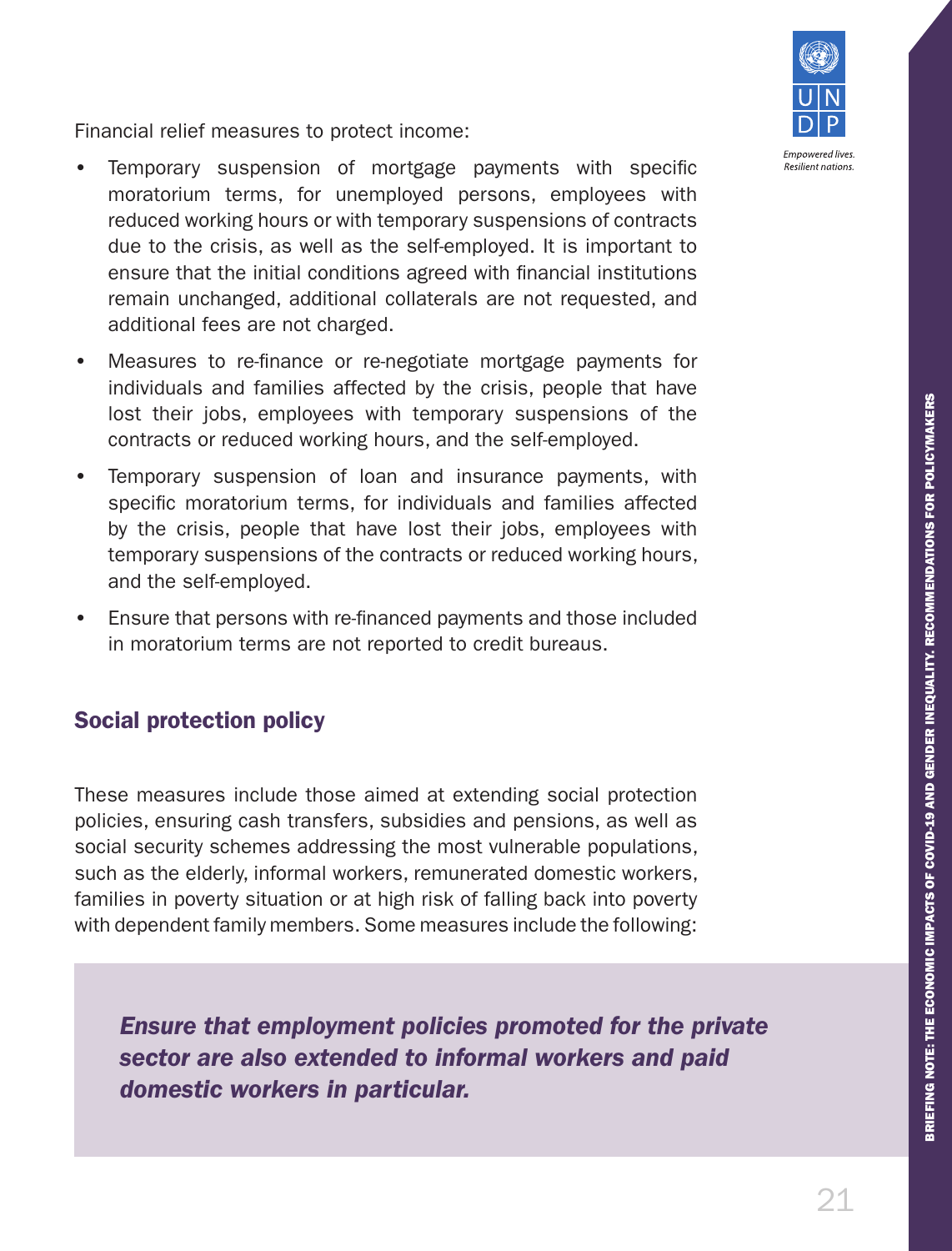Financial relief measures to protect income:

- Temporary suspension of mortgage payments with specific moratorium terms, for unemployed persons, employees with reduced working hours or with temporary suspensions of contracts due to the crisis, as well as the self-employed. It is important to ensure that the initial conditions agreed with financial institutions remain unchanged, additional collaterals are not requested, and additional fees are not charged.
- Measures to re-finance or re-negotiate mortgage payments for individuals and families affected by the crisis, people that have lost their jobs, employees with temporary suspensions of the contracts or reduced working hours, and the self-employed.
- Temporary suspension of loan and insurance payments, with specific moratorium terms, for individuals and families affected by the crisis, people that have lost their jobs, employees with temporary suspensions of the contracts or reduced working hours, and the self-employed.
- Ensure that persons with re-financed payments and those included in moratorium terms are not reported to credit bureaus.

## Social protection policy

These measures include those aimed at extending social protection policies, ensuring cash transfers, subsidies and pensions, as well as social security schemes addressing the most vulnerable populations, such as the elderly, informal workers, remunerated domestic workers, families in poverty situation or at high risk of falling back into poverty with dependent family members. Some measures include the following:

***Ensure that employment policies promoted for the private sector are also extended to informal workers and paid domestic workers in particular.***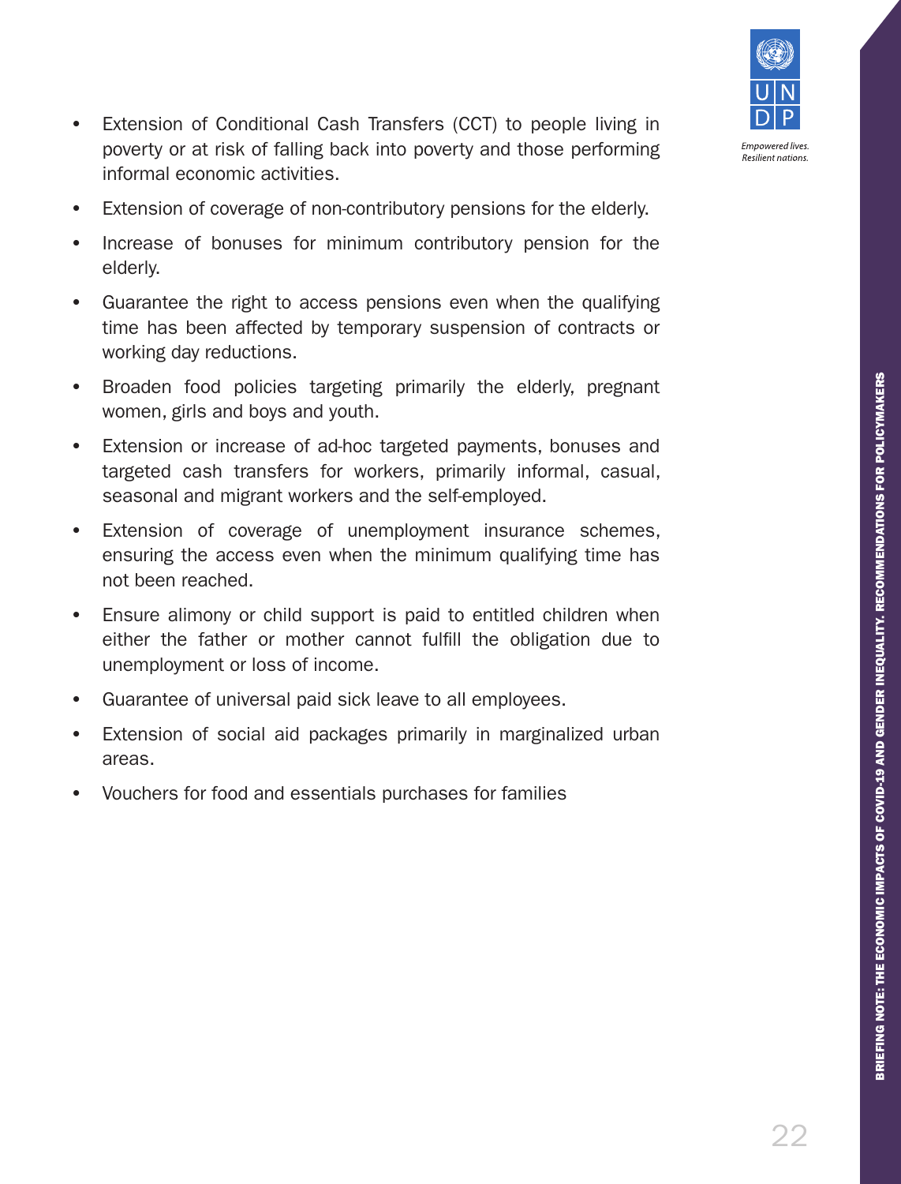- Extension of Conditional Cash Transfers (CCT) to people living in poverty or at risk of falling back into poverty and those performing informal economic activities.
- Extension of coverage of non-contributory pensions for the elderly.
- Increase of bonuses for minimum contributory pension for the elderly.
- Guarantee the right to access pensions even when the qualifying time has been affected by temporary suspension of contracts or working day reductions.
- Broaden food policies targeting primarily the elderly, pregnant women, girls and boys and youth.
- Extension or increase of ad-hoc targeted payments, bonuses and targeted cash transfers for workers, primarily informal, casual, seasonal and migrant workers and the self-employed.
- Extension of coverage of unemployment insurance schemes, ensuring the access even when the minimum qualifying time has not been reached.
- Ensure alimony or child support is paid to entitled children when either the father or mother cannot fulfill the obligation due to unemployment or loss of income.
- Guarantee of universal paid sick leave to all employees.
- Extension of social aid packages primarily in marginalized urban areas.
- Vouchers for food and essentials purchases for families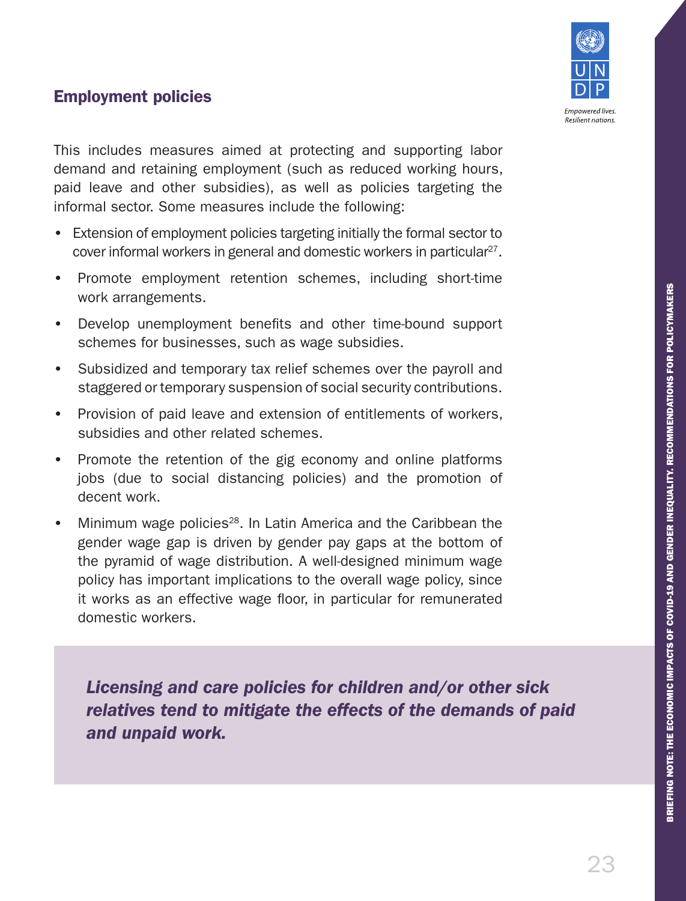## Employment policies

This includes measures aimed at protecting and supporting labor demand and retaining employment (such as reduced working hours, paid leave and other subsidies), as well as policies targeting the informal sector. Some measures include the following:

- Extension of employment policies targeting initially the formal sector to cover informal workers in general and domestic workers in particular[27].
- Promote employment retention schemes, including short-time work arrangements.
- Develop unemployment benefits and other time-bound support schemes for businesses, such as wage subsidies.
- Subsidized and temporary tax relief schemes over the payroll and staggered or temporary suspension of social security contributions.
- Provision of paid leave and extension of entitlements of workers, subsidies and other related schemes.
- Promote the retention of the gig economy and online platforms jobs (due to social distancing policies) and the promotion of decent work.
- Minimum wage policies[28]. In Latin America and the Caribbean the gender wage gap is driven by gender pay gaps at the bottom of the pyramid of wage distribution. A well-designed minimum wage policy has important implications to the overall wage policy, since it works as an effective wage floor, in particular for remunerated domestic workers.

***Licensing and care policies for children and/or other sick relatives tend to mitigate the effects of the demands of paid and unpaid work.***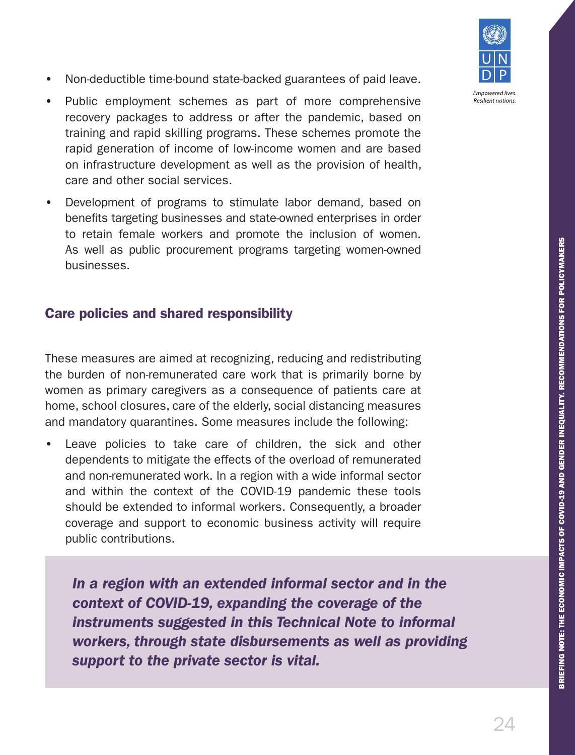- Non-deductible time-bound state-backed guarantees of paid leave.
- Public employment schemes as part of more comprehensive recovery packages to address or after the pandemic, based on training and rapid skilling programs. These schemes promote the rapid generation of income of low-income women and are based on infrastructure development as well as the provision of health, care and other social services.
- Development of programs to stimulate labor demand, based on benefits targeting businesses and state-owned enterprises in order to retain female workers and promote the inclusion of women. As well as public procurement programs targeting women-owned businesses.

## Care policies and shared responsibility

These measures are aimed at recognizing, reducing and redistributing the burden of non-remunerated care work that is primarily borne by women as primary caregivers as a consequence of patients care at home, school closures, care of the elderly, social distancing measures and mandatory quarantines. Some measures include the following:

- Leave policies to take care of children, the sick and other dependents to mitigate the effects of the overload of remunerated and non-remunerated work. In a region with a wide informal sector and within the context of the COVID-19 pandemic these tools should be extended to informal workers. Consequently, a broader coverage and support to economic business activity will require public contributions.

> ***In a region with an extended informal sector and in the context of COVID-19, expanding the coverage of the instruments suggested in this Technical Note to informal workers, through state disbursements as well as providing support to the private sector is vital.***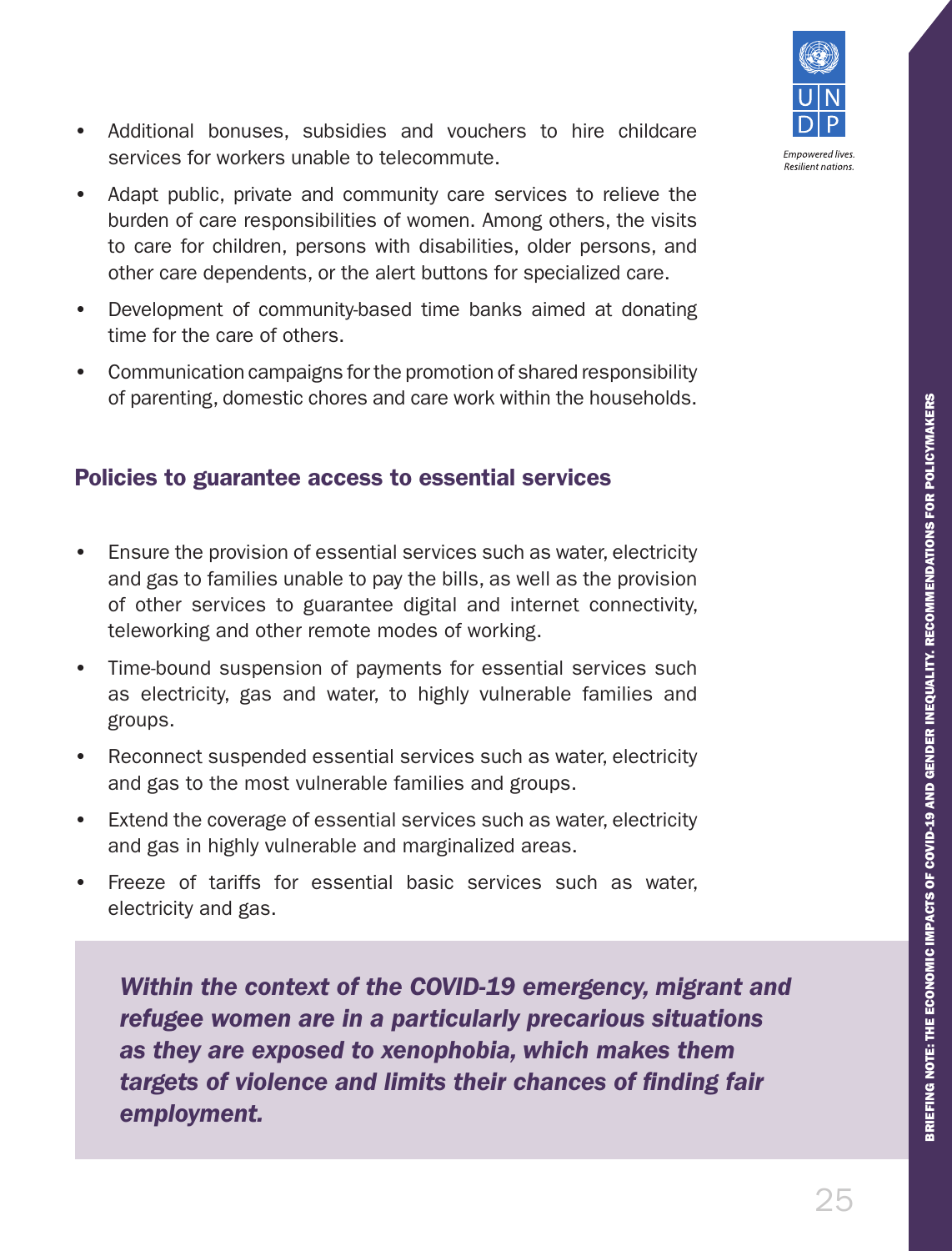- Additional bonuses, subsidies and vouchers to hire childcare services for workers unable to telecommute.
- Adapt public, private and community care services to relieve the burden of care responsibilities of women. Among others, the visits to care for children, persons with disabilities, older persons, and other care dependents, or the alert buttons for specialized care.
- Development of community-based time banks aimed at donating time for the care of others.
- Communication campaigns for the promotion of shared responsibility of parenting, domestic chores and care work within the households.

## Policies to guarantee access to essential services

- Ensure the provision of essential services such as water, electricity and gas to families unable to pay the bills, as well as the provision of other services to guarantee digital and internet connectivity, teleworking and other remote modes of working.
- Time-bound suspension of payments for essential services such as electricity, gas and water, to highly vulnerable families and groups.
- Reconnect suspended essential services such as water, electricity and gas to the most vulnerable families and groups.
- Extend the coverage of essential services such as water, electricity and gas in highly vulnerable and marginalized areas.
- Freeze of tariffs for essential basic services such as water, electricity and gas.

***Within the context of the COVID-19 emergency, migrant and refugee women are in a particularly precarious situations as they are exposed to xenophobia, which makes them targets of violence and limits their chances of finding fair employment.***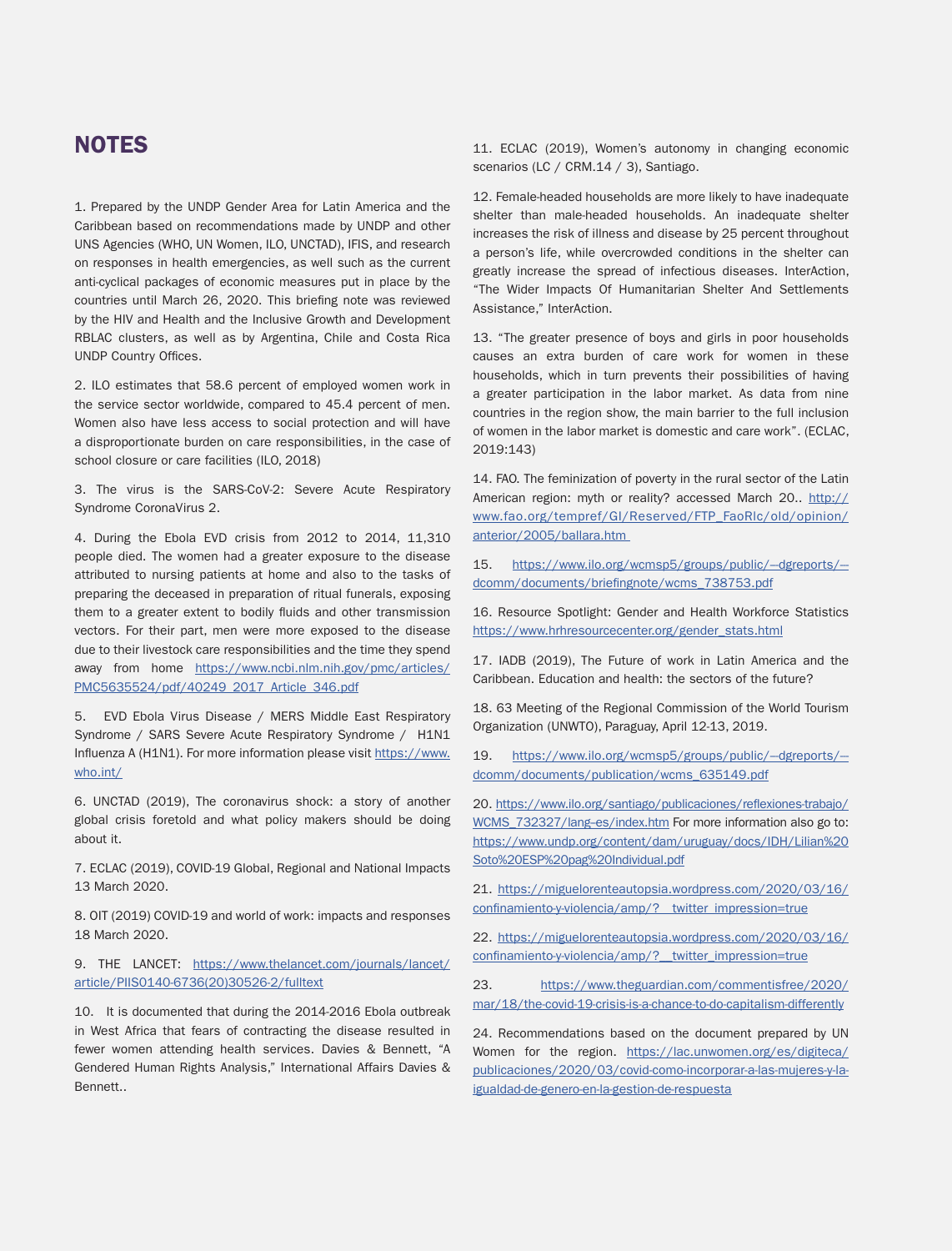# NOTES

1. Prepared by the UNDP Gender Area for Latin America and the Caribbean based on recommendations made by UNDP and other UNS Agencies (WHO, UN Women, ILO, UNCTAD), IFIS, and research on responses in health emergencies, as well such as the current anti-cyclical packages of economic measures put in place by the countries until March 26, 2020. This briefing note was reviewed by the HIV and Health and the Inclusive Growth and Development RBLAC clusters, as well as by Argentina, Chile and Costa Rica UNDP Country Offices.

2. ILO estimates that 58.6 percent of employed women work in the service sector worldwide, compared to 45.4 percent of men. Women also have less access to social protection and will have a disproportionate burden on care responsibilities, in the case of school closure or care facilities (ILO, 2018)

3. The virus is the SARS-CoV-2: Severe Acute Respiratory Syndrome CoronaVirus 2.

4. During the Ebola EVD crisis from 2012 to 2014, 11,310 people died. The women had a greater exposure to the disease attributed to nursing patients at home and also to the tasks of preparing the deceased in preparation of ritual funerals, exposing them to a greater extent to bodily fluids and other transmission vectors. For their part, men were more exposed to the disease due to their livestock care responsibilities and the time they spend away from home https://www.ncbi.nlm.nih.gov/pmc/articles/PMC5635524/pdf/40249_2017_Article_346.pdf

5. EVD Ebola Virus Disease / MERS Middle East Respiratory Syndrome / SARS Severe Acute Respiratory Syndrome / H1N1 Influenza A (H1N1). For more information please visit https://www.who.int/

6. UNCTAD (2019), The coronavirus shock: a story of another global crisis foretold and what policy makers should be doing about it.

7. ECLAC (2019), COVID-19 Global, Regional and National Impacts 13 March 2020.

8. OIT (2019) COVID-19 and world of work: impacts and responses 18 March 2020.

9. THE LANCET: https://www.thelancet.com/journals/lancet/article/PIIS0140-6736(20)30526-2/fulltext

10. It is documented that during the 2014-2016 Ebola outbreak in West Africa that fears of contracting the disease resulted in fewer women attending health services. Davies & Bennett, "A Gendered Human Rights Analysis," International Affairs Davies & Bennett..

11. ECLAC (2019), Women's autonomy in changing economic scenarios (LC / CRM.14 / 3), Santiago.

12. Female-headed households are more likely to have inadequate shelter than male-headed households. An inadequate shelter increases the risk of illness and disease by 25 percent throughout a person's life, while overcrowded conditions in the shelter can greatly increase the spread of infectious diseases. InterAction, "The Wider Impacts Of Humanitarian Shelter And Settlements Assistance," InterAction.

13. "The greater presence of boys and girls in poor households causes an extra burden of care work for women in these households, which in turn prevents their possibilities of having a greater participation in the labor market. As data from nine countries in the region show, the main barrier to the full inclusion of women in the labor market is domestic and care work". (ECLAC, 2019:143)

14. FAO. The feminization of poverty in the rural sector of the Latin American region: myth or reality? accessed March 20.. http://www.fao.org/tempref/GI/Reserved/FTP_FaoRlc/old/opinion/anterior/2005/ballara.htm

15. https://www.ilo.org/wcmsp5/groups/public/---dgreports/---dcomm/documents/briefingnote/wcms_738753.pdf

16. Resource Spotlight: Gender and Health Workforce Statistics https://www.hrhresourcecenter.org/gender_stats.html

17. IADB (2019), The Future of work in Latin America and the Caribbean. Education and health: the sectors of the future?

18. 63 Meeting of the Regional Commission of the World Tourism Organization (UNWTO), Paraguay, April 12-13, 2019.

19. https://www.ilo.org/wcmsp5/groups/public/---dgreports/---dcomm/documents/publication/wcms_635149.pdf

20. https://www.ilo.org/santiago/publicaciones/reflexiones-trabajo/WCMS_732327/lang--es/index.htm For more information also go to: https://www.undp.org/content/dam/uruguay/docs/IDH/Lilian%20Soto%20ESP%20pag%20Individual.pdf

21. https://miguelorenteautopsia.wordpress.com/2020/03/16/confinamiento-y-violencia/amp/?__twitter_impression=true

22. https://miguelorenteautopsia.wordpress.com/2020/03/16/confinamiento-y-violencia/amp/?__twitter_impression=true

23. https://www.theguardian.com/commentisfree/2020/mar/18/the-covid-19-crisis-is-a-chance-to-do-capitalism-differently

24. Recommendations based on the document prepared by UN Women for the region. https://lac.unwomen.org/es/digiteca/publicaciones/2020/03/covid-como-incorporar-a-las-mujeres-y-la-igualdad-de-genero-en-la-gestion-de-respuesta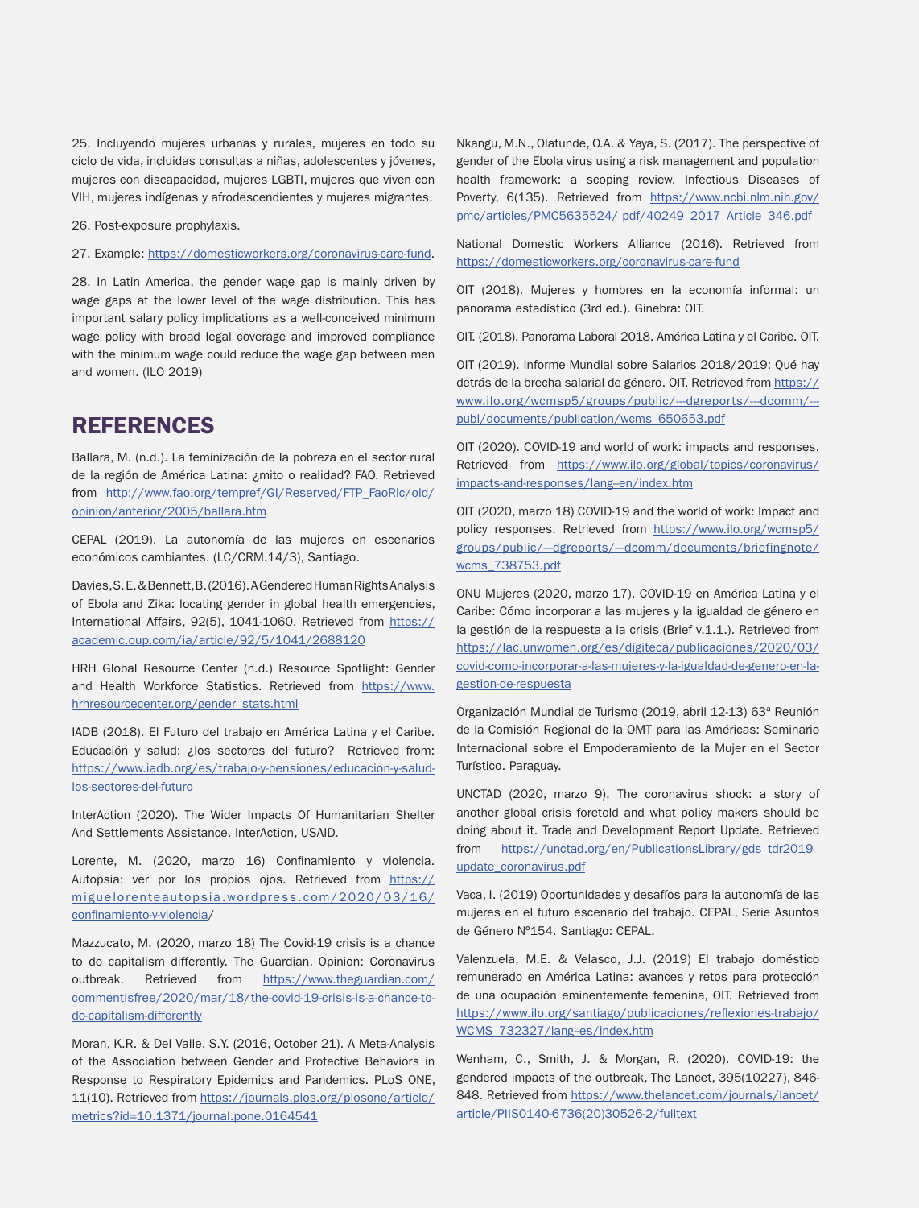25. Incluyendo mujeres urbanas y rurales, mujeres en todo su ciclo de vida, incluidas consultas a niñas, adolescentes y jóvenes, mujeres con discapacidad, mujeres LGBTI, mujeres que viven con VIH, mujeres indígenas y afrodescendientes y mujeres migrantes.

26. Post-exposure prophylaxis.

27. Example: https://domesticworkers.org/coronavirus-care-fund.

28. In Latin America, the gender wage gap is mainly driven by wage gaps at the lower level of the wage distribution. This has important salary policy implications as a well-conceived minimum wage policy with broad legal coverage and improved compliance with the minimum wage could reduce the wage gap between men and women. (ILO 2019)

## REFERENCES

Ballara, M. (n.d.). La feminización de la pobreza en el sector rural de la región de América Latina: ¿mito o realidad? FAO. Retrieved from http://www.fao.org/tempref/GI/Reserved/FTP_FaoRlc/old/opinion/anterior/2005/ballara.htm

CEPAL (2019). La autonomía de las mujeres en escenarios económicos cambiantes. (LC/CRM.14/3), Santiago.

Davies, S. E. & Bennett, B. (2016). A Gendered Human Rights Analysis of Ebola and Zika: locating gender in global health emergencies, International Affairs, 92(5), 1041-1060. Retrieved from https://academic.oup.com/ia/article/92/5/1041/2688120

HRH Global Resource Center (n.d.) Resource Spotlight: Gender and Health Workforce Statistics. Retrieved from https://www.hrhresourcecenter.org/gender_stats.html

IADB (2018). El Futuro del trabajo en América Latina y el Caribe. Educación y salud: ¿los sectores del futuro? Retrieved from: https://www.iadb.org/es/trabajo-y-pensiones/educacion-y-salud-los-sectores-del-futuro

InterAction (2020). The Wider Impacts Of Humanitarian Shelter And Settlements Assistance. InterAction, USAID.

Lorente, M. (2020, marzo 16) Confinamiento y violencia. Autopsia: ver por los propios ojos. Retrieved from https://miguelorenteautopsia.wordpress.com/2020/03/16/confinamiento-y-violencia/

Mazzucato, M. (2020, marzo 18) The Covid-19 crisis is a chance to do capitalism differently. The Guardian, Opinion: Coronavirus outbreak. Retrieved from https://www.theguardian.com/commentisfree/2020/mar/18/the-covid-19-crisis-is-a-chance-to-do-capitalism-differently

Moran, K.R. & Del Valle, S.Y. (2016, October 21). A Meta-Analysis of the Association between Gender and Protective Behaviors in Response to Respiratory Epidemics and Pandemics. PLoS ONE, 11(10). Retrieved from https://journals.plos.org/plosone/article/metrics?id=10.1371/journal.pone.0164541

Nkangu, M.N., Olatunde, O.A. & Yaya, S. (2017). The perspective of gender of the Ebola virus using a risk management and population health framework: a scoping review. Infectious Diseases of Poverty, 6(135). Retrieved from https://www.ncbi.nlm.nih.gov/pmc/articles/PMC5635524/ pdf/40249_2017_Article_346.pdf

National Domestic Workers Alliance (2016). Retrieved from https://domesticworkers.org/coronavirus-care-fund

OIT (2018). Mujeres y hombres en la economía informal: un panorama estadístico (3rd ed.). Ginebra: OIT.

OIT. (2018). Panorama Laboral 2018. América Latina y el Caribe. OIT.

OIT (2019). Informe Mundial sobre Salarios 2018/2019: Qué hay detrás de la brecha salarial de género. OIT. Retrieved from https://www.ilo.org/wcmsp5/groups/public/---dgreports/---dcomm/---publ/documents/publication/wcms_650653.pdf

OIT (2020). COVID-19 and world of work: impacts and responses. Retrieved from https://www.ilo.org/global/topics/coronavirus/impacts-and-responses/lang--en/index.htm

OIT (2020, marzo 18) COVID-19 and the world of work: Impact and policy responses. Retrieved from https://www.ilo.org/wcmsp5/groups/public/---dgreports/---dcomm/documents/briefingnote/wcms_738753.pdf

ONU Mujeres (2020, marzo 17). COVID-19 en América Latina y el Caribe: Cómo incorporar a las mujeres y la igualdad de género en la gestión de la respuesta a la crisis (Brief v.1.1.). Retrieved from https://lac.unwomen.org/es/digiteca/publicaciones/2020/03/covid-como-incorporar-a-las-mujeres-y-la-igualdad-de-genero-en-la-gestion-de-respuesta

Organización Mundial de Turismo (2019, abril 12-13) 63ª Reunión de la Comisión Regional de la OMT para las Américas: Seminario Internacional sobre el Empoderamiento de la Mujer en el Sector Turístico. Paraguay.

UNCTAD (2020, marzo 9). The coronavirus shock: a story of another global crisis foretold and what policy makers should be doing about it. Trade and Development Report Update. Retrieved from https://unctad.org/en/PublicationsLibrary/gds_tdr2019_update_coronavirus.pdf

Vaca, I. (2019) Oportunidades y desafíos para la autonomía de las mujeres en el futuro escenario del trabajo. CEPAL, Serie Asuntos de Género N°154. Santiago: CEPAL.

Valenzuela, M.E. & Velasco, J.J. (2019) El trabajo doméstico remunerado en América Latina: avances y retos para protección de una ocupación eminentemente femenina, OIT. Retrieved from https://www.ilo.org/santiago/publicaciones/reflexiones-trabajo/WCMS_732327/lang--es/index.htm

Wenham, C., Smith, J. & Morgan, R. (2020). COVID-19: the gendered impacts of the outbreak, The Lancet, 395(10227), 846-848. Retrieved from https://www.thelancet.com/journals/lancet/article/PIIS0140-6736(20)30526-2/fulltext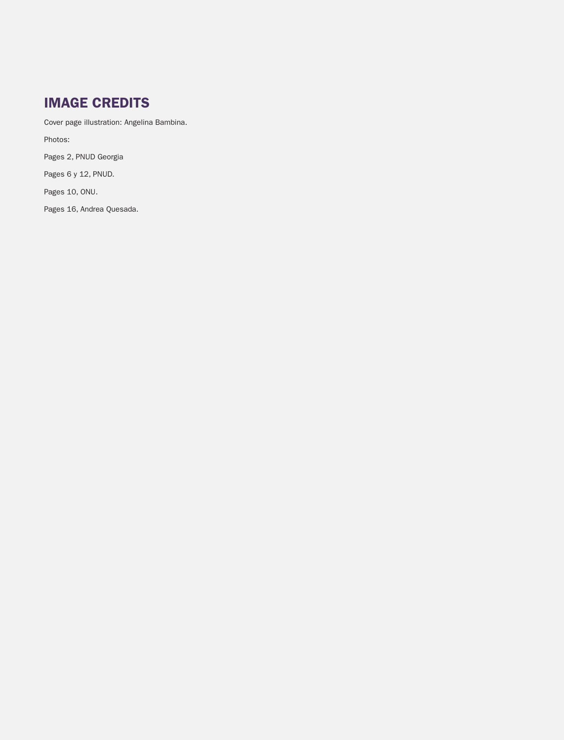# IMAGE CREDITS

Cover page illustration: Angelina Bambina.

Photos:

Pages 2, PNUD Georgia

Pages 6 y 12, PNUD.

Pages 10, ONU.

Pages 16, Andrea Quesada.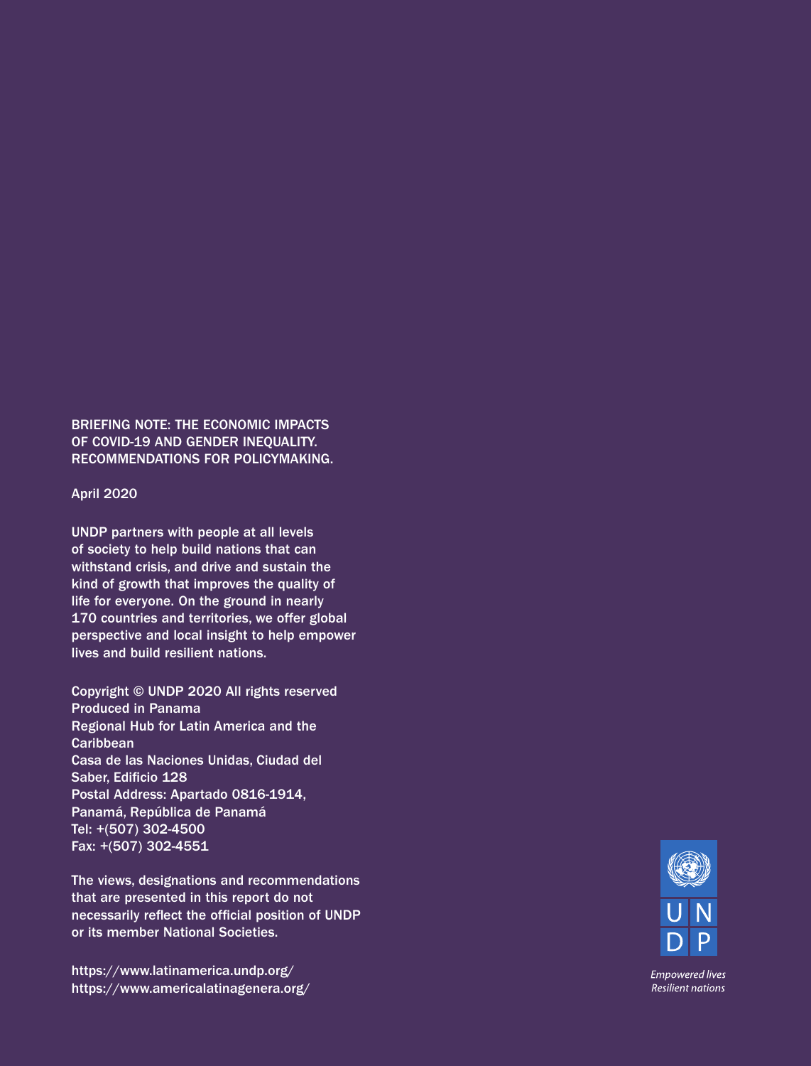BRIEFING NOTE: THE ECONOMIC IMPACTS OF COVID-19 AND GENDER INEQUALITY. RECOMMENDATIONS FOR POLICYMAKING.

April 2020

UNDP partners with people at all levels of society to help build nations that can withstand crisis, and drive and sustain the kind of growth that improves the quality of life for everyone. On the ground in nearly 170 countries and territories, we offer global perspective and local insight to help empower lives and build resilient nations.

Copyright © UNDP 2020 All rights reserved
Produced in Panama
Regional Hub for Latin America and the Caribbean
Casa de las Naciones Unidas, Ciudad del Saber, Edificio 128
Postal Address: Apartado 0816-1914, Panamá, República de Panamá
Tel: +(507) 302-4500
Fax: +(507) 302-4551

The views, designations and recommendations that are presented in this report do not necessarily reflect the official position of UNDP or its member National Societies.

https://www.latinamerica.undp.org/
https://www.americalatinagenera.org/

UNDP

*Empowered lives*
*Resilient nations*